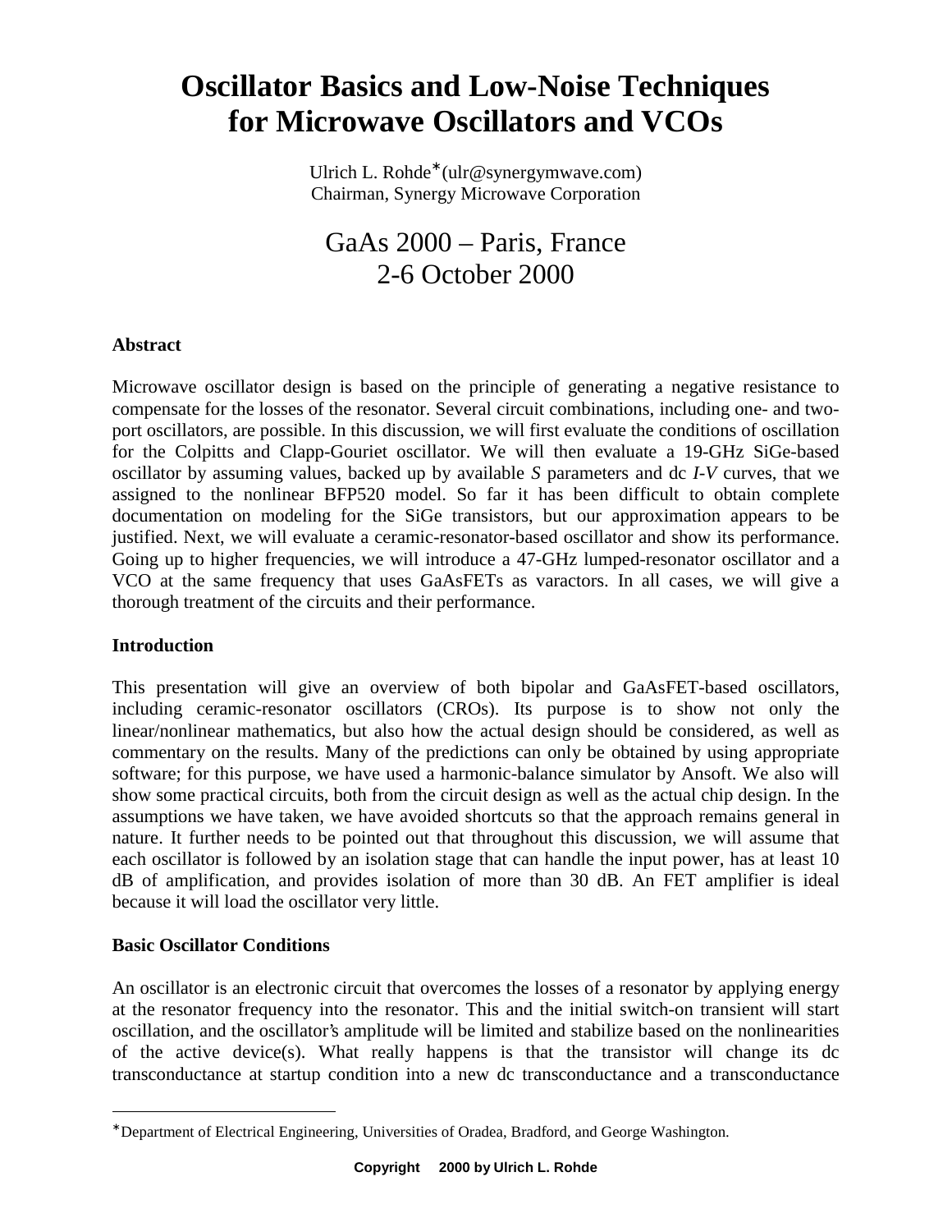# Oscillator Basics and Low-Noise Techniques for Microwave Oscillators and VCOs

Ulrich L. Rohde* (ulr@synergymwave.com)
Chairman, Synergy Microwave Corporation

GaAs 2000 – Paris, France
2-6 October 2000

### Abstract

Microwave oscillator design is based on the principle of generating a negative resistance to compensate for the losses of the resonator. Several circuit combinations, including one- and two-port oscillators, are possible. In this discussion, we will first evaluate the conditions of oscillation for the Colpitts and Clapp-Gouriet oscillator. We will then evaluate a 19-GHz SiGe-based oscillator by assuming values, backed up by available *S* parameters and dc *I-V* curves, that we assigned to the nonlinear BFP520 model. So far it has been difficult to obtain complete documentation on modeling for the SiGe transistors, but our approximation appears to be justified. Next, we will evaluate a ceramic-resonator-based oscillator and show its performance. Going up to higher frequencies, we will introduce a 47-GHz lumped-resonator oscillator and a VCO at the same frequency that uses GaAsFETs as varactors. In all cases, we will give a thorough treatment of the circuits and their performance.

### Introduction

This presentation will give an overview of both bipolar and GaAsFET-based oscillators, including ceramic-resonator oscillators (CROs). Its purpose is to show not only the linear/nonlinear mathematics, but also how the actual design should be considered, as well as commentary on the results. Many of the predictions can only be obtained by using appropriate software; for this purpose, we have used a harmonic-balance simulator by Ansoft. We also will show some practical circuits, both from the circuit design as well as the actual chip design. In the assumptions we have taken, we have avoided shortcuts so that the approach remains general in nature. It further needs to be pointed out that throughout this discussion, we will assume that each oscillator is followed by an isolation stage that can handle the input power, has at least 10 dB of amplification, and provides isolation of more than 30 dB. An FET amplifier is ideal because it will load the oscillator very little.

### Basic Oscillator Conditions

An oscillator is an electronic circuit that overcomes the losses of a resonator by applying energy at the resonator frequency into the resonator. This and the initial switch-on transient will start oscillation, and the oscillator's amplitude will be limited and stabilize based on the nonlinearities of the active device(s). What really happens is that the transistor will change its dc transconductance at startup condition into a new dc transconductance and a transconductance

---

*Department of Electrical Engineering, Universities of Oradea, Bradford, and George Washington.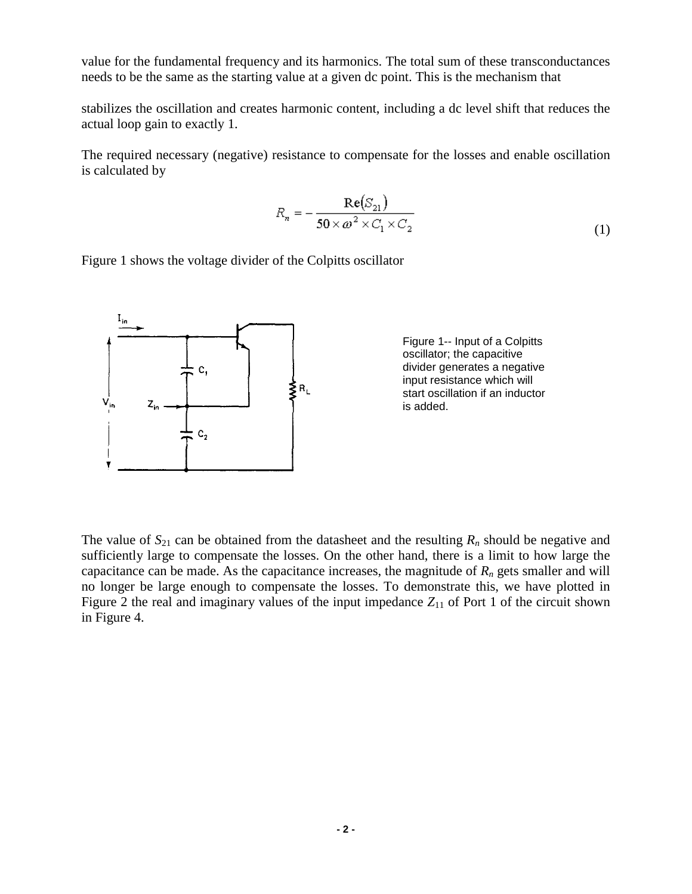value for the fundamental frequency and its harmonics. The total sum of these transconductances needs to be the same as the starting value at a given dc point. This is the mechanism that

stabilizes the oscillation and creates harmonic content, including a dc level shift that reduces the actual loop gain to exactly 1.

The required necessary (negative) resistance to compensate for the losses and enable oscillation is calculated by

$$R_n = -\frac{\mathrm{Re}(S_{21})}{50 \times \omega^2 \times C_1 \times C_2} \tag{1}$$

Figure 1 shows the voltage divider of the Colpitts oscillator

Figure 1-- Input of a Colpitts oscillator; the capacitive divider generates a negative input resistance which will start oscillation if an inductor is added.

The value of $S_{21}$ can be obtained from the datasheet and the resulting $R_n$ should be negative and sufficiently large to compensate the losses. On the other hand, there is a limit to how large the capacitance can be made. As the capacitance increases, the magnitude of $R_n$ gets smaller and will no longer be large enough to compensate the losses. To demonstrate this, we have plotted in Figure 2 the real and imaginary values of the input impedance $Z_{11}$ of Port 1 of the circuit shown in Figure 4.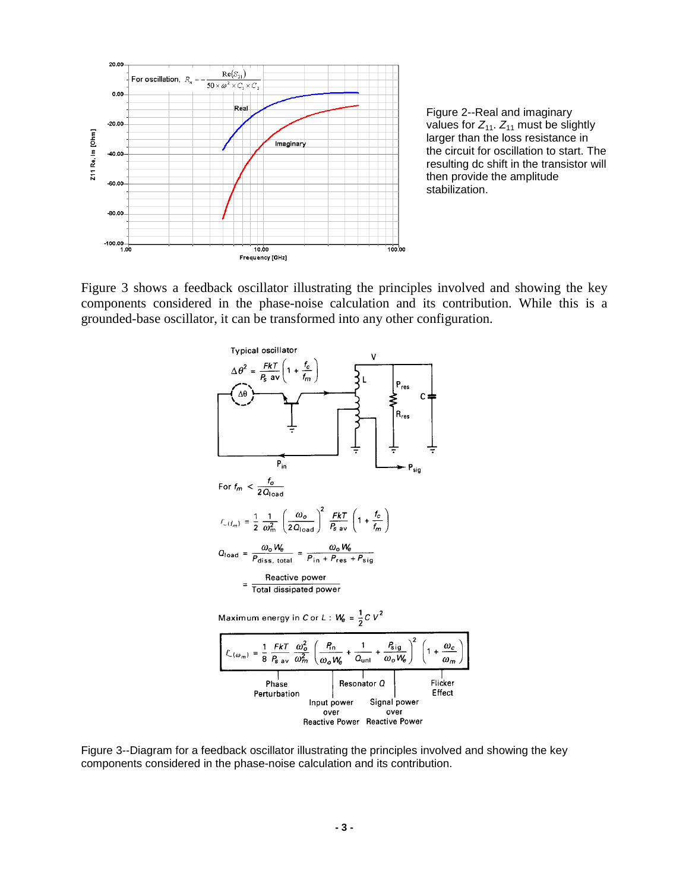Figure 2--Real and imaginary values for $Z_{11}$. $Z_{11}$ must be slightly larger than the loss resistance in the circuit for oscillation to start. The resulting dc shift in the transistor will then provide the amplitude stabilization.

Figure 3 shows a feedback oscillator illustrating the principles involved and showing the key components considered in the phase-noise calculation and its contribution. While this is a grounded-base oscillator, it can be transformed into any other configuration.

Typical oscillator

$$\Delta\theta^2 = \frac{FkT}{P_{s\,av}}\left(1 + \frac{f_c}{f_m}\right)$$

For $f_m < \dfrac{f_o}{2Q_{load}}$

$$\mathcal{L}(f_m) = \frac{1}{2}\,\frac{1}{\omega_m^2}\left(\frac{\omega_o}{2Q_{load}}\right)^2 \frac{FkT}{P_{s\,av}}\left(1 + \frac{f_c}{f_m}\right)$$

$$Q_{load} = \frac{\omega_o W_e}{P_{diss,\,total}} = \frac{\omega_o W_e}{P_{in} + P_{res} + P_{sig}}$$

$$= \frac{\text{Reactive power}}{\text{Total dissipated power}}$$

Maximum energy in $C$ or $L$ : $W_e = \frac{1}{2} C V^2$

$$\mathcal{L}(\omega_m) = \frac{1}{8}\,\frac{FkT}{P_{s\,av}}\,\frac{\omega_o^2}{\omega_m^2}\left(\frac{P_{in}}{\omega_o W_e} + \frac{1}{Q_{unl}} + \frac{P_{sig}}{\omega_o W_e}\right)^2\left(1 + \frac{\omega_c}{\omega_m}\right)$$

Phase Perturbation; Resonator $Q$; Flicker Effect; Input power over Reactive Power; Signal power over Reactive Power

Figure 3--Diagram for a feedback oscillator illustrating the principles involved and showing the key components considered in the phase-noise calculation and its contribution.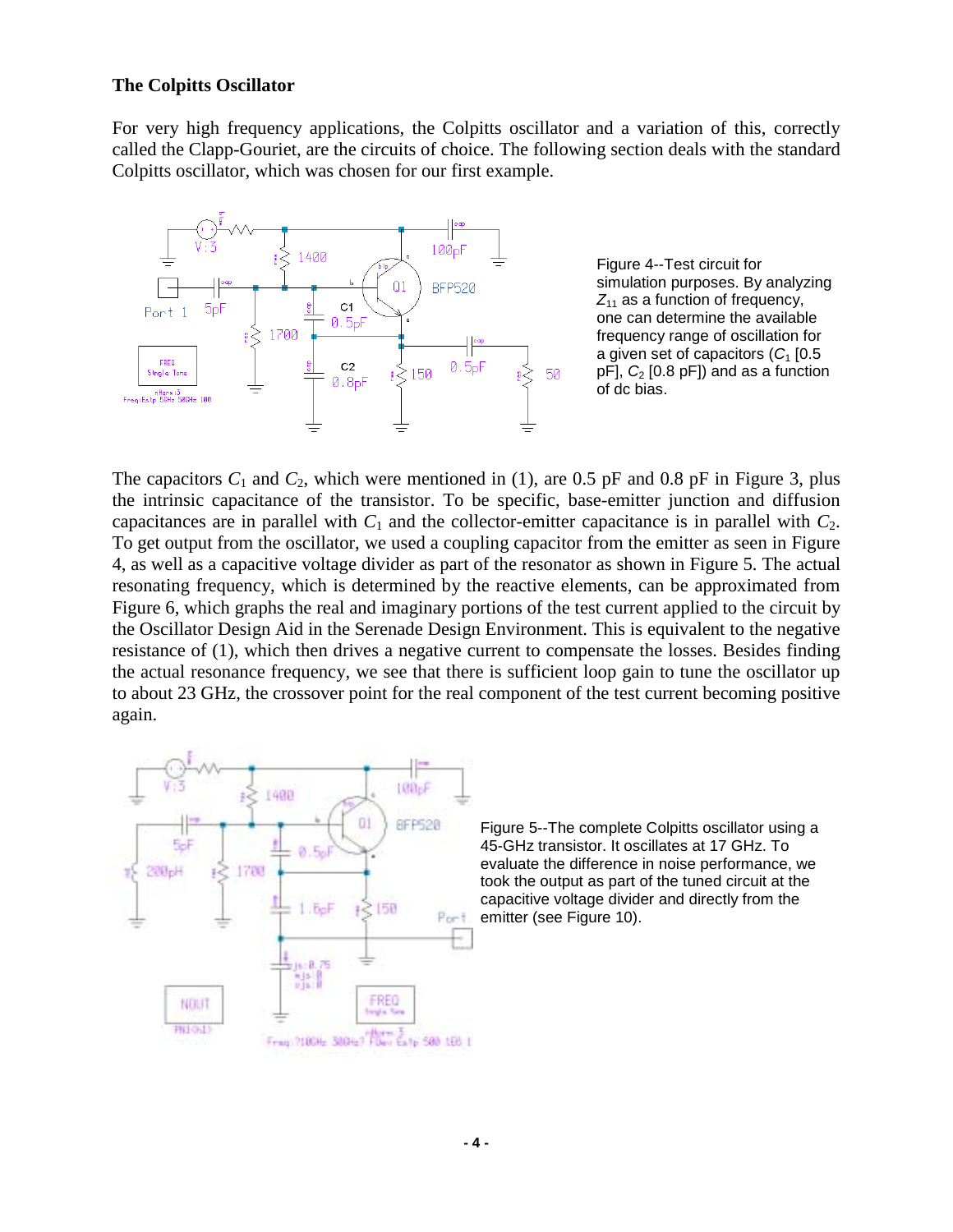**The Colpitts Oscillator**

For very high frequency applications, the Colpitts oscillator and a variation of this, correctly called the Clapp-Gouriet, are the circuits of choice. The following section deals with the standard Colpitts oscillator, which was chosen for our first example.

Figure 4--Test circuit for simulation purposes. By analyzing $Z_{11}$ as a function of frequency, one can determine the available frequency range of oscillation for a given set of capacitors ($C_1$ [0.5 pF], $C_2$ [0.8 pF]) and as a function of dc bias.

The capacitors $C_1$ and $C_2$, which were mentioned in (1), are 0.5 pF and 0.8 pF in Figure 3, plus the intrinsic capacitance of the transistor. To be specific, base-emitter junction and diffusion capacitances are in parallel with $C_1$ and the collector-emitter capacitance is in parallel with $C_2$. To get output from the oscillator, we used a coupling capacitor from the emitter as seen in Figure 4, as well as a capacitive voltage divider as part of the resonator as shown in Figure 5. The actual resonating frequency, which is determined by the reactive elements, can be approximated from Figure 6, which graphs the real and imaginary portions of the test current applied to the circuit by the Oscillator Design Aid in the Serenade Design Environment. This is equivalent to the negative resistance of (1), which then drives a negative current to compensate the losses. Besides finding the actual resonance frequency, we see that there is sufficient loop gain to tune the oscillator up to about 23 GHz, the crossover point for the real component of the test current becoming positive again.

Figure 5--The complete Colpitts oscillator using a 45-GHz transistor. It oscillates at 17 GHz. To evaluate the difference in noise performance, we took the output as part of the tuned circuit at the capacitive voltage divider and directly from the emitter (see Figure 10).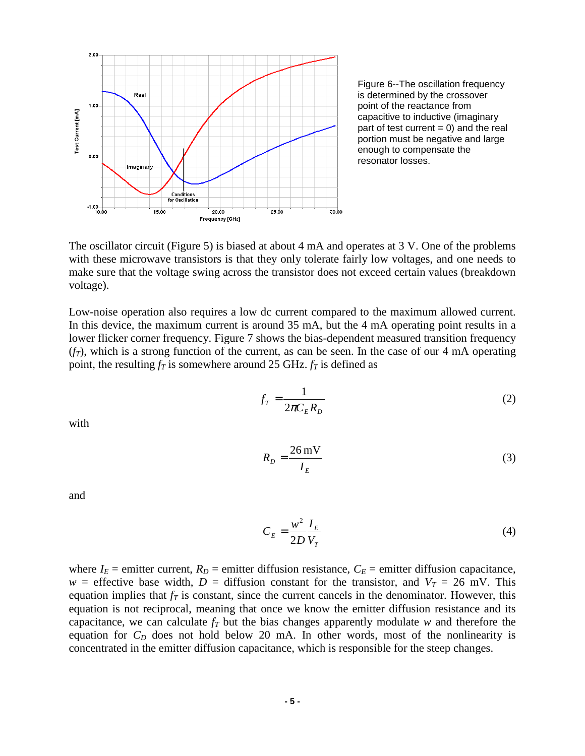Figure 6--The oscillation frequency is determined by the crossover point of the reactance from capacitive to inductive (imaginary part of test current = 0) and the real portion must be negative and large enough to compensate the resonator losses.

The oscillator circuit (Figure 5) is biased at about 4 mA and operates at 3 V. One of the problems with these microwave transistors is that they only tolerate fairly low voltages, and one needs to make sure that the voltage swing across the transistor does not exceed certain values (breakdown voltage).

Low-noise operation also requires a low dc current compared to the maximum allowed current. In this device, the maximum current is around 35 mA, but the 4 mA operating point results in a lower flicker corner frequency. Figure 7 shows the bias-dependent measured transition frequency ($f_T$), which is a strong function of the current, as can be seen. In the case of our 4 mA operating point, the resulting $f_T$ is somewhere around 25 GHz. $f_T$ is defined as

$$f_T = \frac{1}{2\pi C_E R_D} \tag{2}$$

with

$$R_D = \frac{26\,\text{mV}}{I_E} \tag{3}$$

and

$$C_E = \frac{w^2}{2D}\frac{I_E}{V_T} \tag{4}$$

where $I_E$ = emitter current, $R_D$ = emitter diffusion resistance, $C_E$ = emitter diffusion capacitance, $w$ = effective base width, $D$ = diffusion constant for the transistor, and $V_T$ = 26 mV. This equation implies that $f_T$ is constant, since the current cancels in the denominator. However, this equation is not reciprocal, meaning that once we know the emitter diffusion resistance and its capacitance, we can calculate $f_T$ but the bias changes apparently modulate $w$ and therefore the equation for $C_D$ does not hold below 20 mA. In other words, most of the nonlinearity is concentrated in the emitter diffusion capacitance, which is responsible for the steep changes.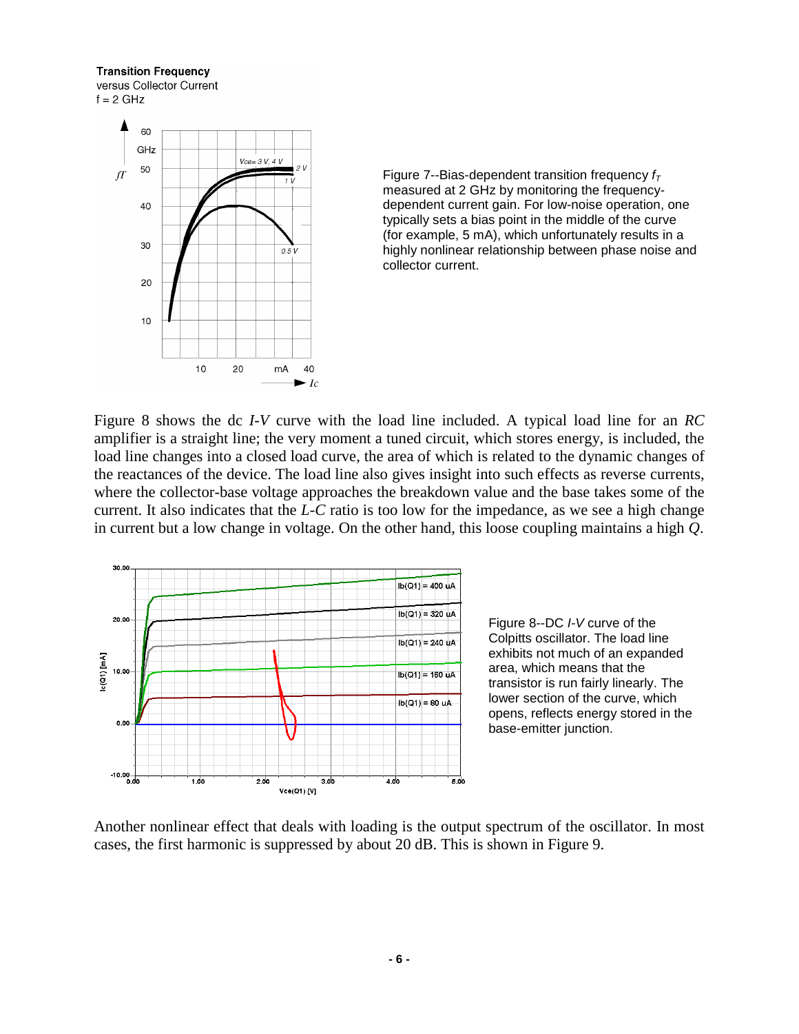Figure 7--Bias-dependent transition frequency $f_T$ measured at 2 GHz by monitoring the frequency-dependent current gain. For low-noise operation, one typically sets a bias point in the middle of the curve (for example, 5 mA), which unfortunately results in a highly nonlinear relationship between phase noise and collector current.

Figure 8 shows the dc *I-V* curve with the load line included. A typical load line for an *RC* amplifier is a straight line; the very moment a tuned circuit, which stores energy, is included, the load line changes into a closed load curve, the area of which is related to the dynamic changes of the reactances of the device. The load line also gives insight into such effects as reverse currents, where the collector-base voltage approaches the breakdown value and the base takes some of the current. It also indicates that the *L-C* ratio is too low for the impedance, as we see a high change in current but a low change in voltage. On the other hand, this loose coupling maintains a high *Q*.

Figure 8--DC *I-V* curve of the Colpitts oscillator. The load line exhibits not much of an expanded area, which means that the transistor is run fairly linearly. The lower section of the curve, which opens, reflects energy stored in the base-emitter junction.

Another nonlinear effect that deals with loading is the output spectrum of the oscillator. In most cases, the first harmonic is suppressed by about 20 dB. This is shown in Figure 9.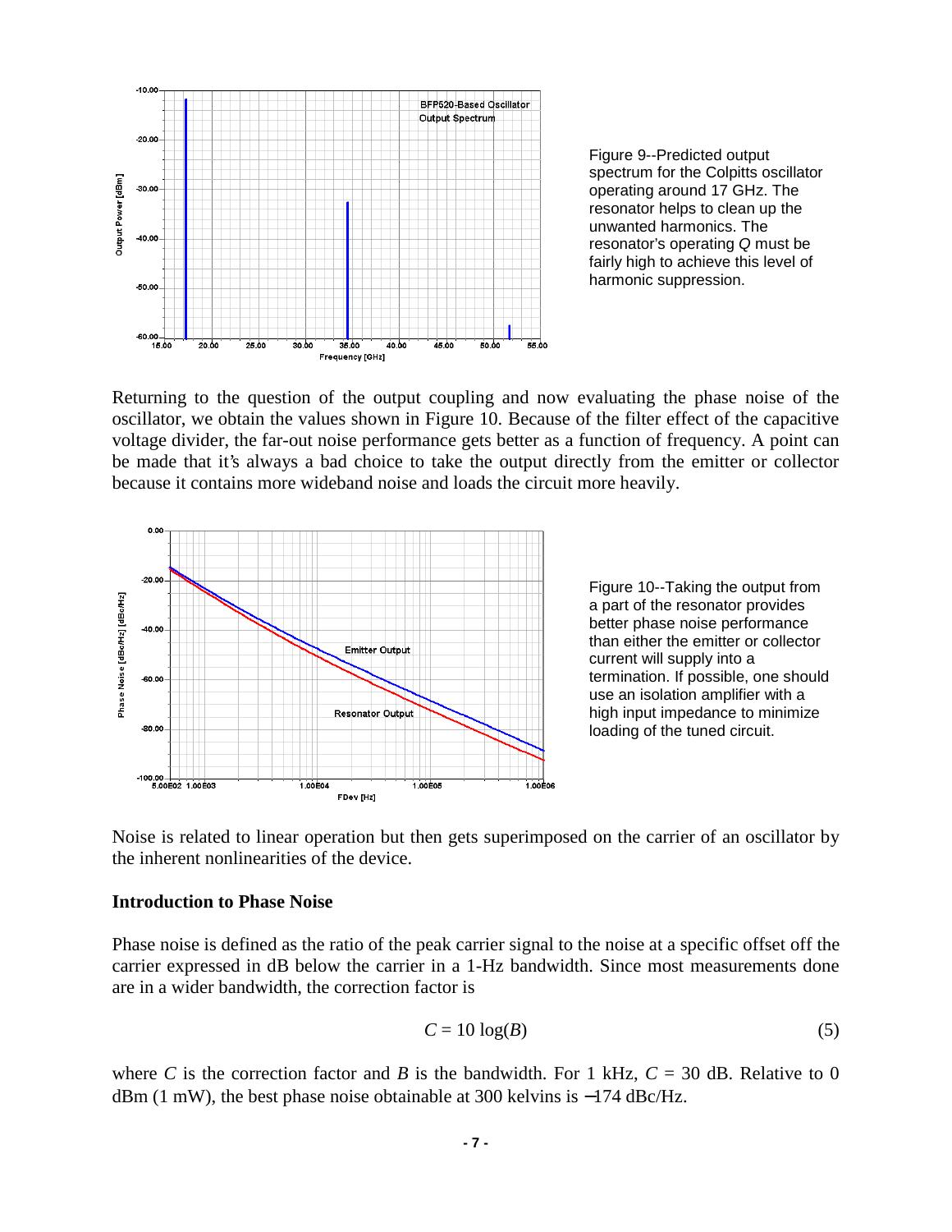Figure 9--Predicted output spectrum for the Colpitts oscillator operating around 17 GHz. The resonator helps to clean up the unwanted harmonics. The resonator's operating *Q* must be fairly high to achieve this level of harmonic suppression.

Returning to the question of the output coupling and now evaluating the phase noise of the oscillator, we obtain the values shown in Figure 10. Because of the filter effect of the capacitive voltage divider, the far-out noise performance gets better as a function of frequency. A point can be made that it's always a bad choice to take the output directly from the emitter or collector because it contains more wideband noise and loads the circuit more heavily.

Figure 10--Taking the output from a part of the resonator provides better phase noise performance than either the emitter or collector current will supply into a termination. If possible, one should use an isolation amplifier with a high input impedance to minimize loading of the tuned circuit.

Noise is related to linear operation but then gets superimposed on the carrier of an oscillator by the inherent nonlinearities of the device.

**Introduction to Phase Noise**

Phase noise is defined as the ratio of the peak carrier signal to the noise at a specific offset off the carrier expressed in dB below the carrier in a 1-Hz bandwidth. Since most measurements done are in a wider bandwidth, the correction factor is

$$C = 10 \log(B) \tag{5}$$

where $C$ is the correction factor and $B$ is the bandwidth. For 1 kHz, $C$ = 30 dB. Relative to 0 dBm (1 mW), the best phase noise obtainable at 300 kelvins is −174 dBc/Hz.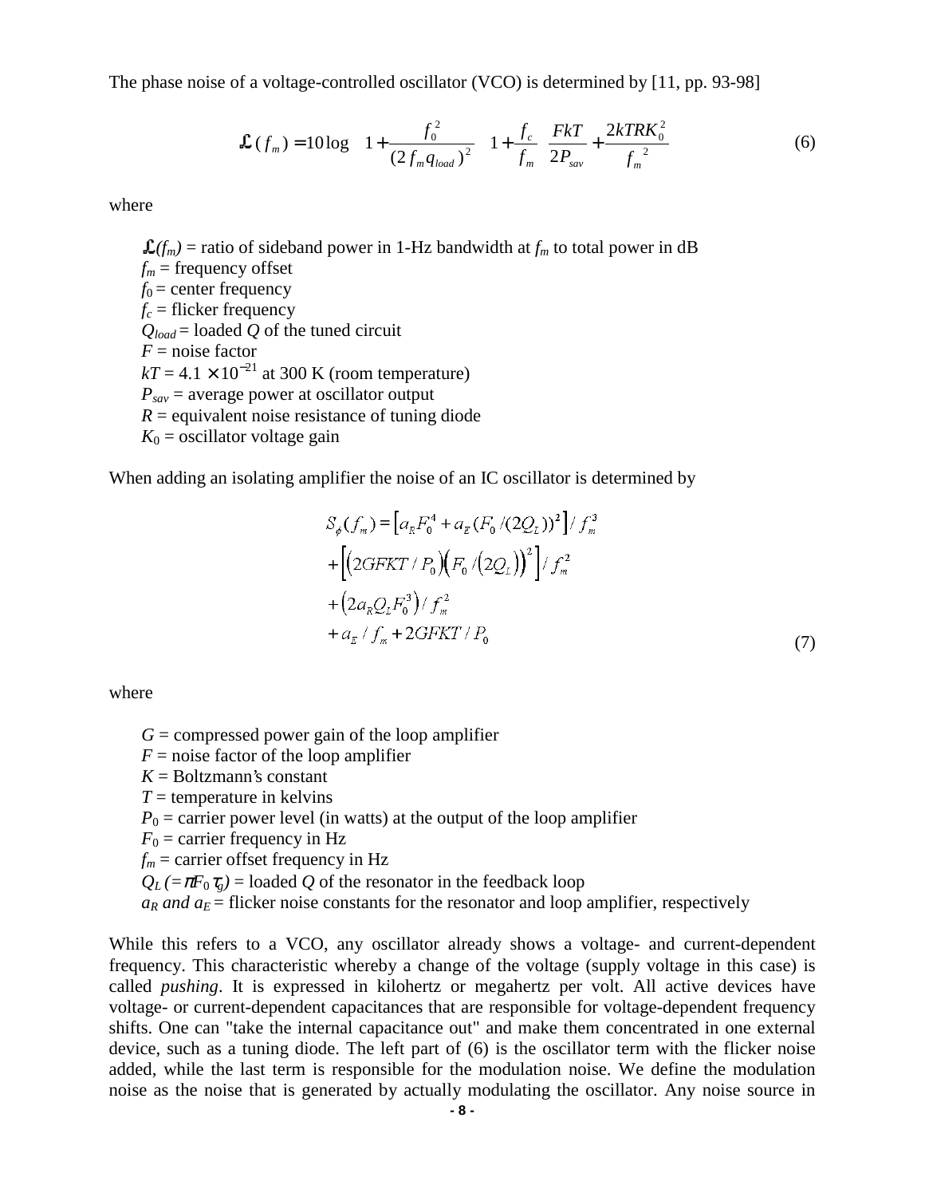The phase noise of a voltage-controlled oscillator (VCO) is determined by [11, pp. 93-98]

$$\mathcal{L}(f_m) = 10\log\left[\left[1+\frac{f_0^2}{(2f_m q_{load})^2}\right]\left(1+\frac{f_c}{f_m}\right)\frac{FkT}{2P_{sav}} + \frac{2kTRK_0^2}{f_m^{\ 2}}\right] \tag{6}$$

where

$\mathcal{L}(f_m)$ = ratio of sideband power in 1-Hz bandwidth at $f_m$ to total power in dB
$f_m$ = frequency offset
$f_0$ = center frequency
$f_c$ = flicker frequency
$Q_{load}$ = loaded $Q$ of the tuned circuit
$F$ = noise factor
$kT = 4.1 \times 10^{-21}$ at 300 K (room temperature)
$P_{sav}$ = average power at oscillator output
$R$ = equivalent noise resistance of tuning diode
$K_0$ = oscillator voltage gain

When adding an isolating amplifier the noise of an IC oscillator is determined by

$$\begin{aligned} S_\phi(f_m) &= \left[a_R F_0^4 + a_E (F_0/(2Q_L))^2\right]/f_m^3 \\ &+ \left[\left(2GFKT/P_0\right)\left(F_0/\left(2Q_L\right)\right)^2\right]/f_m^2 \\ &+ \left(2a_R Q_L F_0^3\right)/f_m^2 \\ &+ a_E/f_m + 2GFKT/P_0 \end{aligned} \tag{7}$$

where

$G$ = compressed power gain of the loop amplifier
$F$ = noise factor of the loop amplifier
$K$ = Boltzmann's constant
$T$ = temperature in kelvins
$P_0$ = carrier power level (in watts) at the output of the loop amplifier
$F_0$ = carrier frequency in Hz
$f_m$ = carrier offset frequency in Hz
$Q_L\ (= \pi F_0 \tau_g)$ = loaded $Q$ of the resonator in the feedback loop
$a_R$ *and* $a_E$ = flicker noise constants for the resonator and loop amplifier, respectively

While this refers to a VCO, any oscillator already shows a voltage- and current-dependent frequency. This characteristic whereby a change of the voltage (supply voltage in this case) is called *pushing*. It is expressed in kilohertz or megahertz per volt. All active devices have voltage- or current-dependent capacitances that are responsible for voltage-dependent frequency shifts. One can "take the internal capacitance out" and make them concentrated in one external device, such as a tuning diode. The left part of (6) is the oscillator term with the flicker noise added, while the last term is responsible for the modulation noise. We define the modulation noise as the noise that is generated by actually modulating the oscillator. Any noise source in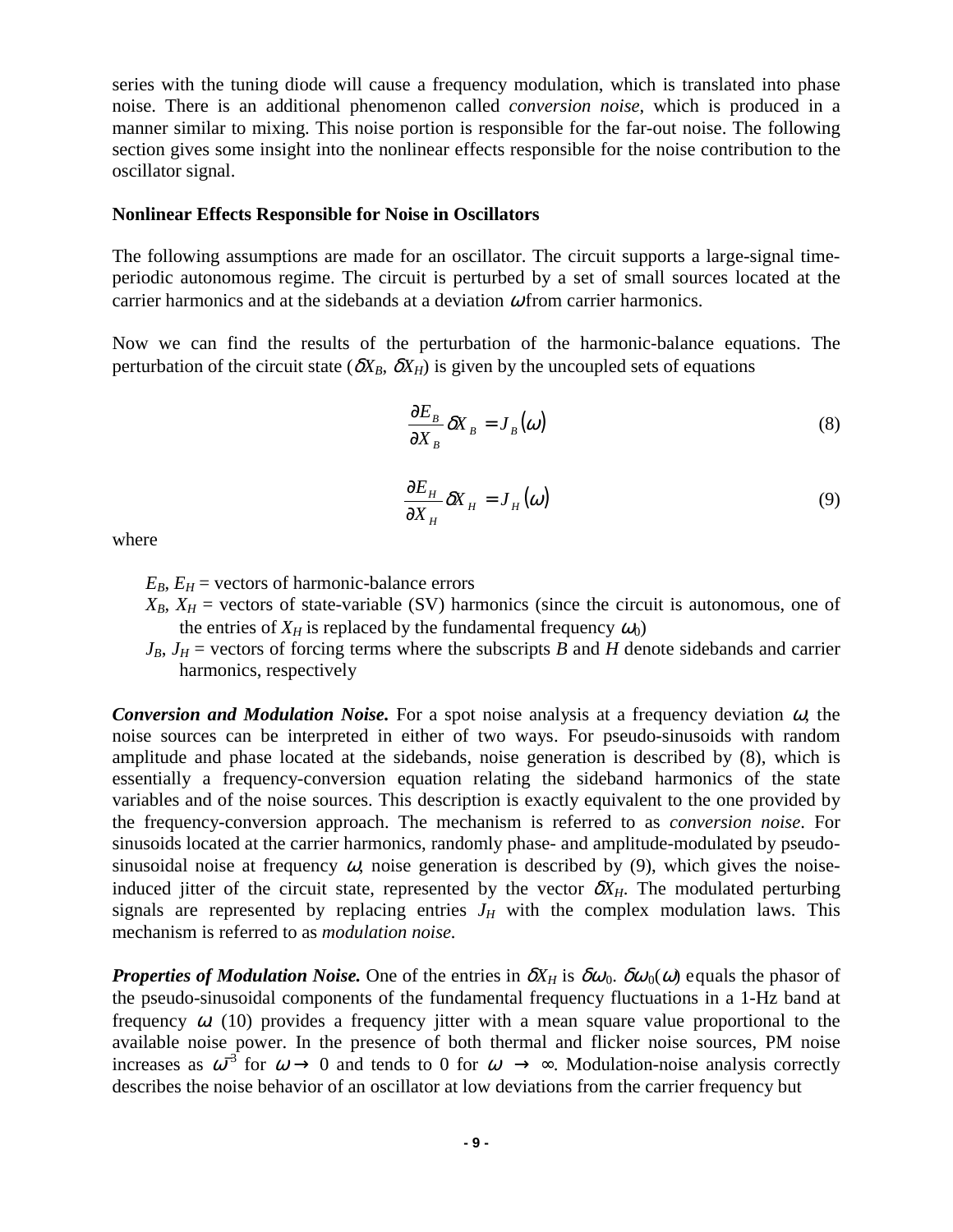series with the tuning diode will cause a frequency modulation, which is translated into phase noise. There is an additional phenomenon called *conversion noise*, which is produced in a manner similar to mixing. This noise portion is responsible for the far-out noise. The following section gives some insight into the nonlinear effects responsible for the noise contribution to the oscillator signal.

**Nonlinear Effects Responsible for Noise in Oscillators**

The following assumptions are made for an oscillator. The circuit supports a large-signal time-periodic autonomous regime. The circuit is perturbed by a set of small sources located at the carrier harmonics and at the sidebands at a deviation $\omega$ from carrier harmonics.

Now we can find the results of the perturbation of the harmonic-balance equations. The perturbation of the circuit state ($\delta X_B$, $\delta X_H$) is given by the uncoupled sets of equations

$$\frac{\partial E_B}{\partial X_B}\delta X_B = J_B(\omega) \tag{8}$$

$$\frac{\partial E_H}{\partial X_H}\delta X_H = J_H(\omega) \tag{9}$$

where

- $E_B$, $E_H$ = vectors of harmonic-balance errors
- $X_B$, $X_H$ = vectors of state-variable (SV) harmonics (since the circuit is autonomous, one of the entries of $X_H$ is replaced by the fundamental frequency $\omega_0$)
- $J_B$, $J_H$ = vectors of forcing terms where the subscripts $B$ and $H$ denote sidebands and carrier harmonics, respectively

***Conversion and Modulation Noise.*** For a spot noise analysis at a frequency deviation $\omega$, the noise sources can be interpreted in either of two ways. For pseudo-sinusoids with random amplitude and phase located at the sidebands, noise generation is described by (8), which is essentially a frequency-conversion equation relating the sideband harmonics of the state variables and of the noise sources. This description is exactly equivalent to the one provided by the frequency-conversion approach. The mechanism is referred to as *conversion noise*. For sinusoids located at the carrier harmonics, randomly phase- and amplitude-modulated by pseudo-sinusoidal noise at frequency $\omega$, noise generation is described by (9), which gives the noise-induced jitter of the circuit state, represented by the vector $\delta X_H$. The modulated perturbing signals are represented by replacing entries $J_H$ with the complex modulation laws. This mechanism is referred to as *modulation noise.*

***Properties of Modulation Noise.*** One of the entries in $\delta X_H$ is $\delta\omega_0$. $\delta\omega_0(\omega)$ equals the phasor of the pseudo-sinusoidal components of the fundamental frequency fluctuations in a 1-Hz band at frequency $\omega$. (10) provides a frequency jitter with a mean square value proportional to the available noise power. In the presence of both thermal and flicker noise sources, PM noise increases as $\omega^{-3}$ for $\omega \to 0$ and tends to 0 for $\omega \to \infty$. Modulation-noise analysis correctly describes the noise behavior of an oscillator at low deviations from the carrier frequency but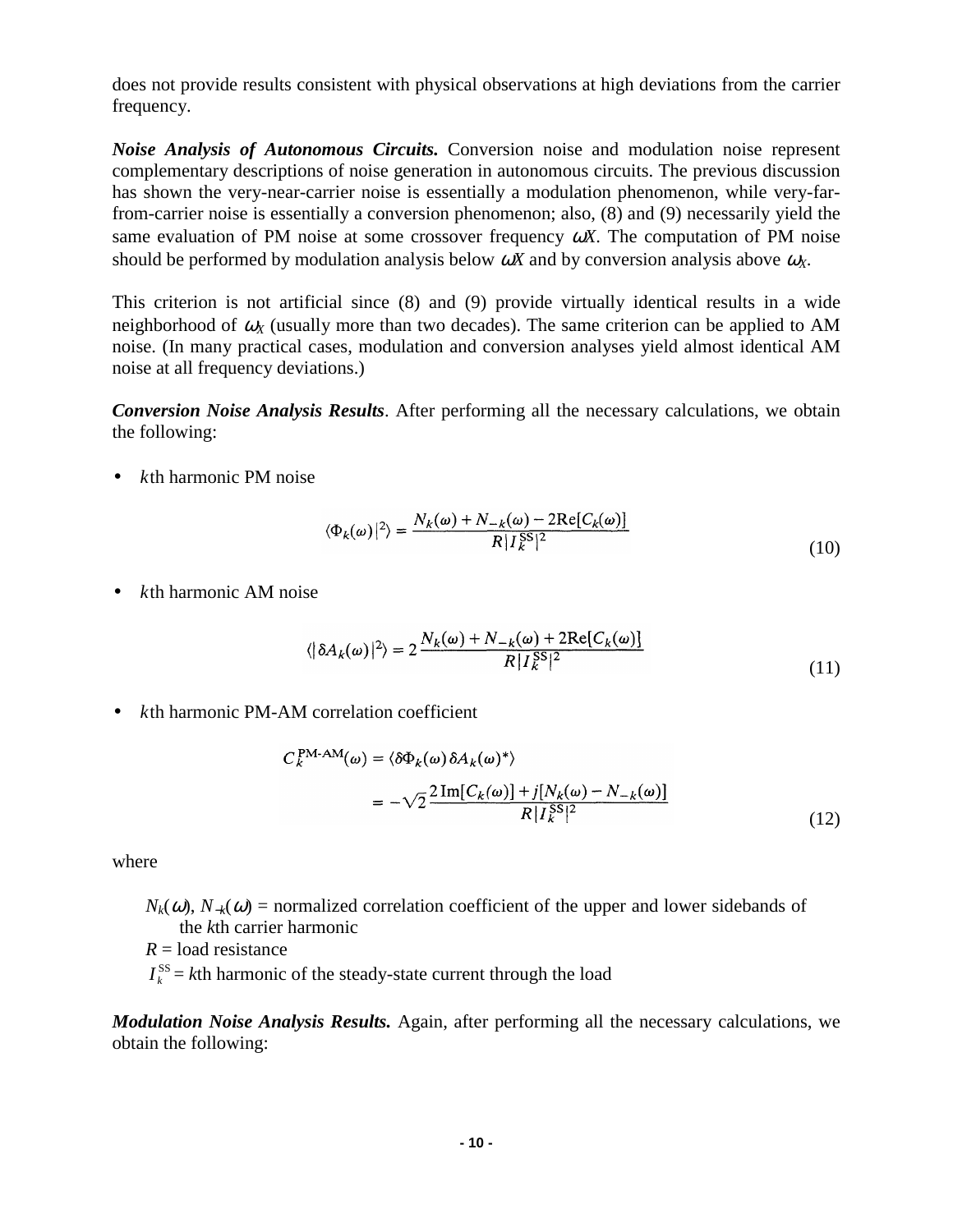does not provide results consistent with physical observations at high deviations from the carrier frequency.

***Noise Analysis of Autonomous Circuits.*** Conversion noise and modulation noise represent complementary descriptions of noise generation in autonomous circuits. The previous discussion has shown the very-near-carrier noise is essentially a modulation phenomenon, while very-far-from-carrier noise is essentially a conversion phenomenon; also, (8) and (9) necessarily yield the same evaluation of PM noise at some crossover frequency $\omega_X$. The computation of PM noise should be performed by modulation analysis below $\omega_X$ and by conversion analysis above $\omega_X$.

This criterion is not artificial since (8) and (9) provide virtually identical results in a wide neighborhood of $\omega_X$ (usually more than two decades). The same criterion can be applied to AM noise. (In many practical cases, modulation and conversion analyses yield almost identical AM noise at all frequency deviations.)

***Conversion Noise Analysis Results***. After performing all the necessary calculations, we obtain the following:

- *k*th harmonic PM noise

$$\langle |\Phi_k(\omega)|^2 \rangle = \frac{N_k(\omega) + N_{-k}(\omega) - 2\mathrm{Re}[C_k(\omega)]}{R|I_k^{\mathrm{SS}}|^2} \tag{10}$$

- *k*th harmonic AM noise

$$\langle |\delta A_k(\omega)|^2 \rangle = 2\,\frac{N_k(\omega) + N_{-k}(\omega) + 2\mathrm{Re}[C_k(\omega)]}{R|I_k^{\mathrm{SS}}|^2} \tag{11}$$

- *k*th harmonic PM-AM correlation coefficient

$$\begin{aligned} C_k^{\mathrm{PM\text{-}AM}}(\omega) &= \langle \delta\Phi_k(\omega)\, \delta A_k(\omega)^* \rangle \\ &= -\sqrt{2}\,\frac{2\,\mathrm{Im}[C_k(\omega)] + j[N_k(\omega) - N_{-k}(\omega)]}{R|I_k^{\mathrm{SS}}|^2} \end{aligned} \tag{12}$$

where

$N_k(\omega)$, $N_{-k}(\omega)$ = normalized correlation coefficient of the upper and lower sidebands of the *k*th carrier harmonic
$R$ = load resistance
$I_k^{\mathrm{SS}}$ = *k*th harmonic of the steady-state current through the load

***Modulation Noise Analysis Results.*** Again, after performing all the necessary calculations, we obtain the following: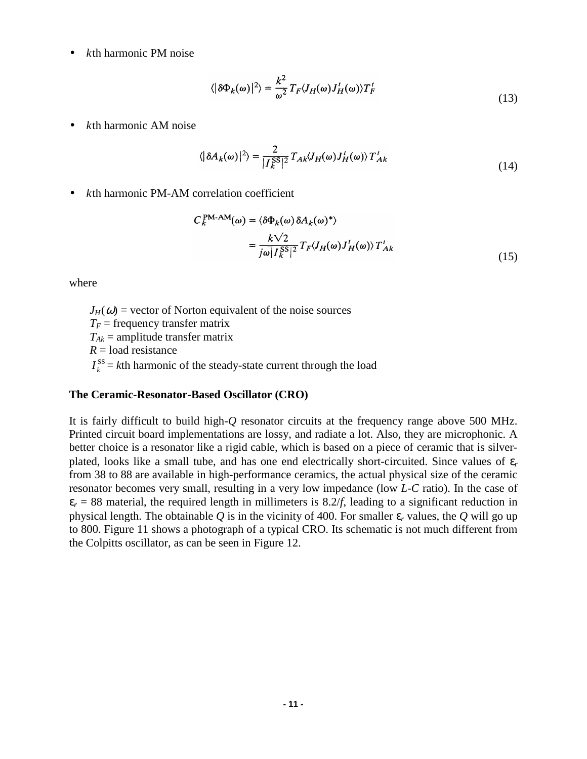- $k$th harmonic PM noise

$$\langle|\delta\Phi_k(\omega)|^2\rangle = \frac{k^2}{\omega^2} T_F \langle J_H(\omega) J_H^t(\omega)\rangle T_F^t \tag{13}$$

- $k$th harmonic AM noise

$$\langle|\delta A_k(\omega)|^2\rangle = \frac{2}{|I_k^{SS}|^2} T_{Ak} \langle J_H(\omega) J_H^t(\omega)\rangle T_{Ak}^t \tag{14}$$

- $k$th harmonic PM-AM correlation coefficient

$$\begin{aligned} C_k^{\text{PM-AM}}(\omega) &= \langle \delta\Phi_k(\omega)\, \delta A_k(\omega)^* \rangle \\ &= \frac{k\sqrt{2}}{j\omega |I_k^{SS}|^2} T_F \langle J_H(\omega) J_H^t(\omega)\rangle T_{Ak}^t \end{aligned} \tag{15}$$

where

$J_H(\omega)$ = vector of Norton equivalent of the noise sources
$T_F$ = frequency transfer matrix
$T_{Ak}$ = amplitude transfer matrix
$R$ = load resistance
$I_k^{SS}$ = $k$th harmonic of the steady-state current through the load

**The Ceramic-Resonator-Based Oscillator (CRO)**

It is fairly difficult to build high-$Q$ resonator circuits at the frequency range above 500 MHz. Printed circuit board implementations are lossy, and radiate a lot. Also, they are microphonic. A better choice is a resonator like a rigid cable, which is based on a piece of ceramic that is silver-plated, looks like a small tube, and has one end electrically short-circuited. Since values of $\varepsilon_r$ from 38 to 88 are available in high-performance ceramics, the actual physical size of the ceramic resonator becomes very small, resulting in a very low impedance (low $L$-$C$ ratio). In the case of $\varepsilon_r$ = 88 material, the required length in millimeters is $8.2/f$, leading to a significant reduction in physical length. The obtainable $Q$ is in the vicinity of 400. For smaller $\varepsilon_r$ values, the $Q$ will go up to 800. Figure 11 shows a photograph of a typical CRO. Its schematic is not much different from the Colpitts oscillator, as can be seen in Figure 12.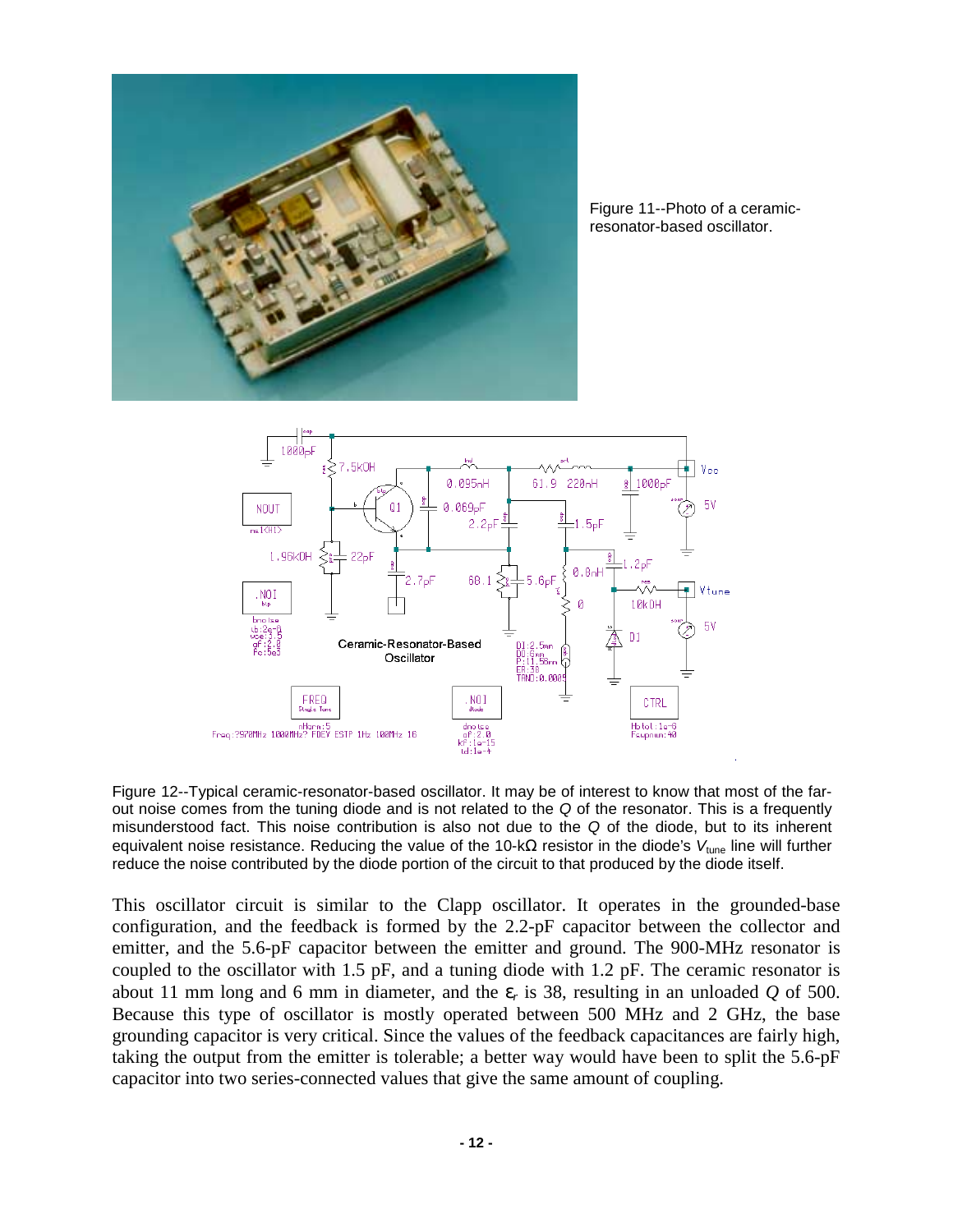Figure 11--Photo of a ceramic-resonator-based oscillator.

Figure 12--Typical ceramic-resonator-based oscillator. It may be of interest to know that most of the far-out noise comes from the tuning diode and is not related to the *Q* of the resonator. This is a frequently misunderstood fact. This noise contribution is also not due to the *Q* of the diode, but to its inherent equivalent noise resistance. Reducing the value of the 10-kΩ resistor in the diode's $V_{tune}$ line will further reduce the noise contributed by the diode portion of the circuit to that produced by the diode itself.

This oscillator circuit is similar to the Clapp oscillator. It operates in the grounded-base configuration, and the feedback is formed by the 2.2-pF capacitor between the collector and emitter, and the 5.6-pF capacitor between the emitter and ground. The 900-MHz resonator is coupled to the oscillator with 1.5 pF, and a tuning diode with 1.2 pF. The ceramic resonator is about 11 mm long and 6 mm in diameter, and the $\varepsilon_r$ is 38, resulting in an unloaded *Q* of 500. Because this type of oscillator is mostly operated between 500 MHz and 2 GHz, the base grounding capacitor is very critical. Since the values of the feedback capacitances are fairly high, taking the output from the emitter is tolerable; a better way would have been to split the 5.6-pF capacitor into two series-connected values that give the same amount of coupling.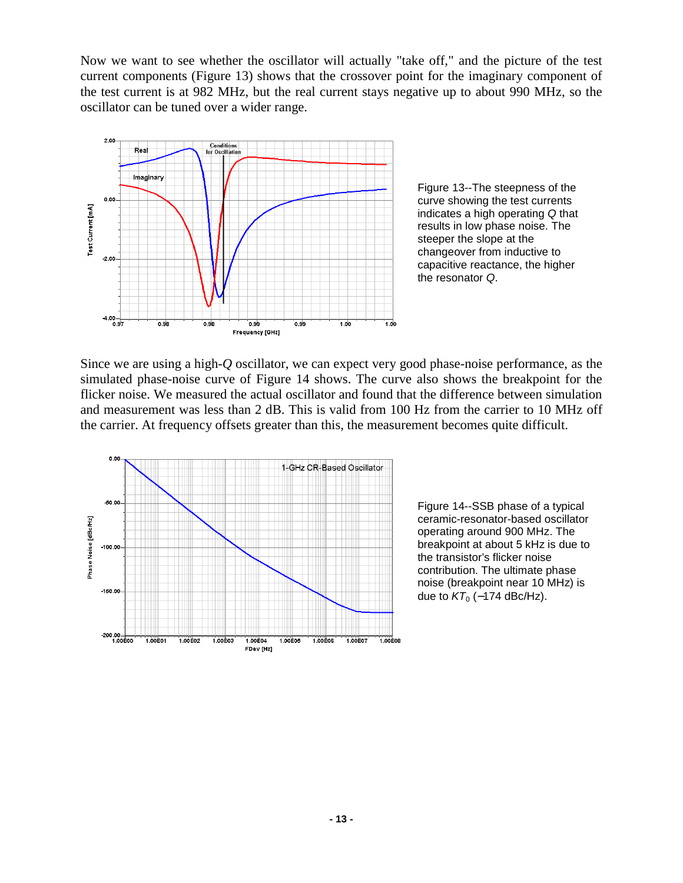Now we want to see whether the oscillator will actually "take off," and the picture of the test current components (Figure 13) shows that the crossover point for the imaginary component of the test current is at 982 MHz, but the real current stays negative up to about 990 MHz, so the oscillator can be tuned over a wider range.

Figure 13--The steepness of the curve showing the test currents indicates a high operating $Q$ that results in low phase noise. The steeper the slope at the changeover from inductive to capacitive reactance, the higher the resonator $Q$.

Since we are using a high-$Q$ oscillator, we can expect very good phase-noise performance, as the simulated phase-noise curve of Figure 14 shows. The curve also shows the breakpoint for the flicker noise. We measured the actual oscillator and found that the difference between simulation and measurement was less than 2 dB. This is valid from 100 Hz from the carrier to 10 MHz off the carrier. At frequency offsets greater than this, the measurement becomes quite difficult.

Figure 14--SSB phase of a typical ceramic-resonator-based oscillator operating around 900 MHz. The breakpoint at about 5 kHz is due to the transistor's flicker noise contribution. The ultimate phase noise (breakpoint near 10 MHz) is due to $KT_0$ (–174 dBc/Hz).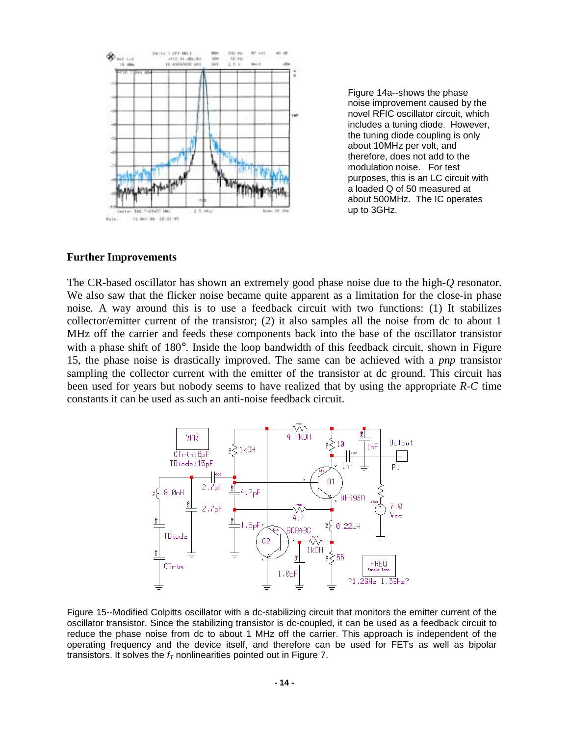Figure 14a--shows the phase noise improvement caused by the novel RFIC oscillator circuit, which includes a tuning diode. However, the tuning diode coupling is only about 10MHz per volt, and therefore, does not add to the modulation noise. For test purposes, this is an LC circuit with a loaded Q of 50 measured at about 500MHz. The IC operates up to 3GHz.

## Further Improvements

The CR-based oscillator has shown an extremely good phase noise due to the high-*Q* resonator. We also saw that the flicker noise became quite apparent as a limitation for the close-in phase noise. A way around this is to use a feedback circuit with two functions: (1) It stabilizes collector/emitter current of the transistor; (2) it also samples all the noise from dc to about 1 MHz off the carrier and feeds these components back into the base of the oscillator transistor with a phase shift of 180°. Inside the loop bandwidth of this feedback circuit, shown in Figure 15, the phase noise is drastically improved. The same can be achieved with a *pnp* transistor sampling the collector current with the emitter of the transistor at dc ground. This circuit has been used for years but nobody seems to have realized that by using the appropriate *R-C* time constants it can be used as such an anti-noise feedback circuit.

Figure 15--Modified Colpitts oscillator with a dc-stabilizing circuit that monitors the emitter current of the oscillator transistor. Since the stabilizing transistor is dc-coupled, it can be used as a feedback circuit to reduce the phase noise from dc to about 1 MHz off the carrier. This approach is independent of the operating frequency and the device itself, and therefore can be used for FETs as well as bipolar transistors. It solves the $f_T$ nonlinearities pointed out in Figure 7.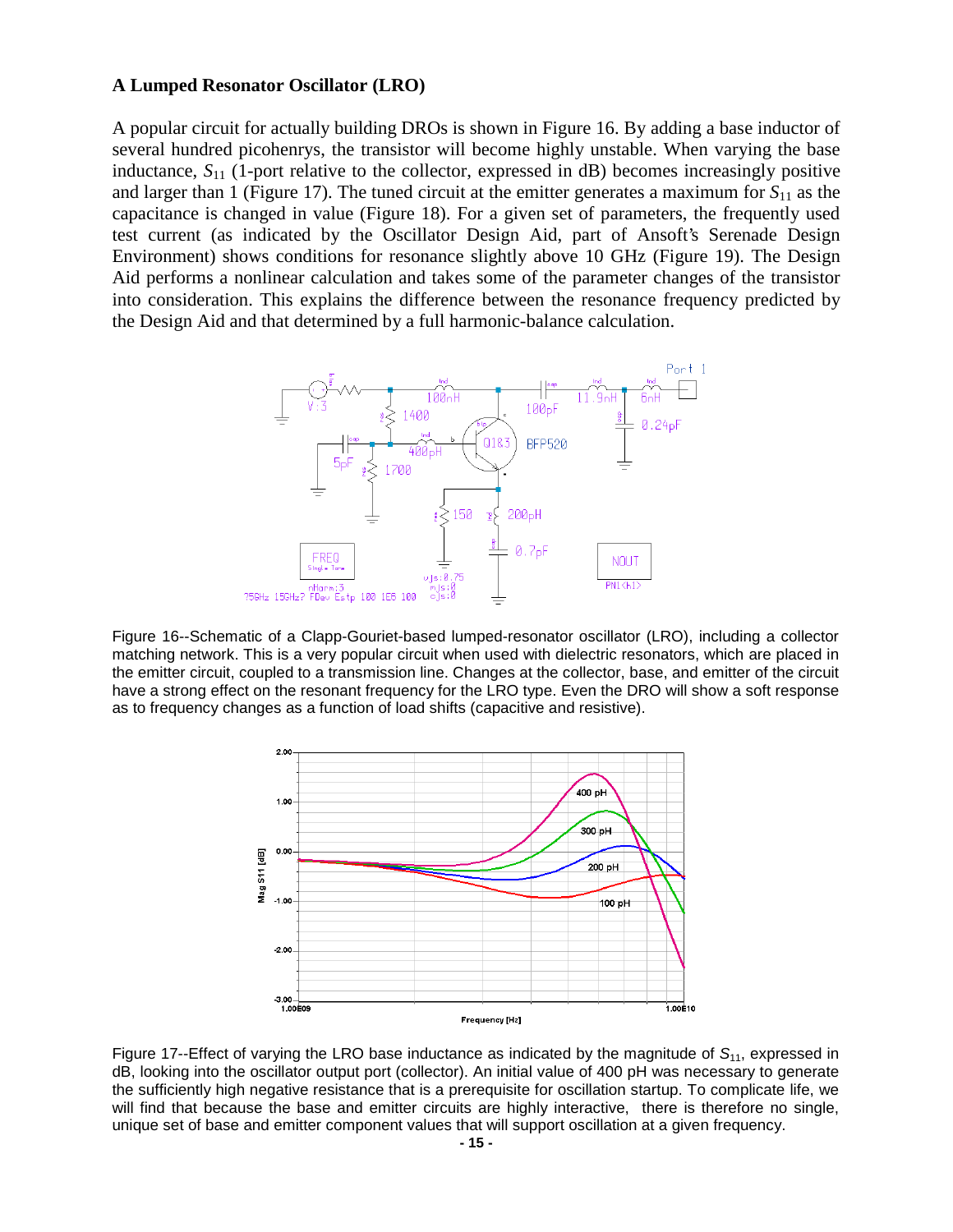### A Lumped Resonator Oscillator (LRO)

A popular circuit for actually building DROs is shown in Figure 16. By adding a base inductor of several hundred picohenrys, the transistor will become highly unstable. When varying the base inductance, $S_{11}$ (1-port relative to the collector, expressed in dB) becomes increasingly positive and larger than 1 (Figure 17). The tuned circuit at the emitter generates a maximum for $S_{11}$ as the capacitance is changed in value (Figure 18). For a given set of parameters, the frequently used test current (as indicated by the Oscillator Design Aid, part of Ansoft's Serenade Design Environment) shows conditions for resonance slightly above 10 GHz (Figure 19). The Design Aid performs a nonlinear calculation and takes some of the parameter changes of the transistor into consideration. This explains the difference between the resonance frequency predicted by the Design Aid and that determined by a full harmonic-balance calculation.

Figure 16--Schematic of a Clapp-Gouriet-based lumped-resonator oscillator (LRO), including a collector matching network. This is a very popular circuit when used with dielectric resonators, which are placed in the emitter circuit, coupled to a transmission line. Changes at the collector, base, and emitter of the circuit have a strong effect on the resonant frequency for the LRO type. Even the DRO will show a soft response as to frequency changes as a function of load shifts (capacitive and resistive).

Figure 17--Effect of varying the LRO base inductance as indicated by the magnitude of $S_{11}$, expressed in dB, looking into the oscillator output port (collector). An initial value of 400 pH was necessary to generate the sufficiently high negative resistance that is a prerequisite for oscillation startup. To complicate life, we will find that because the base and emitter circuits are highly interactive, there is therefore no single, unique set of base and emitter component values that will support oscillation at a given frequency.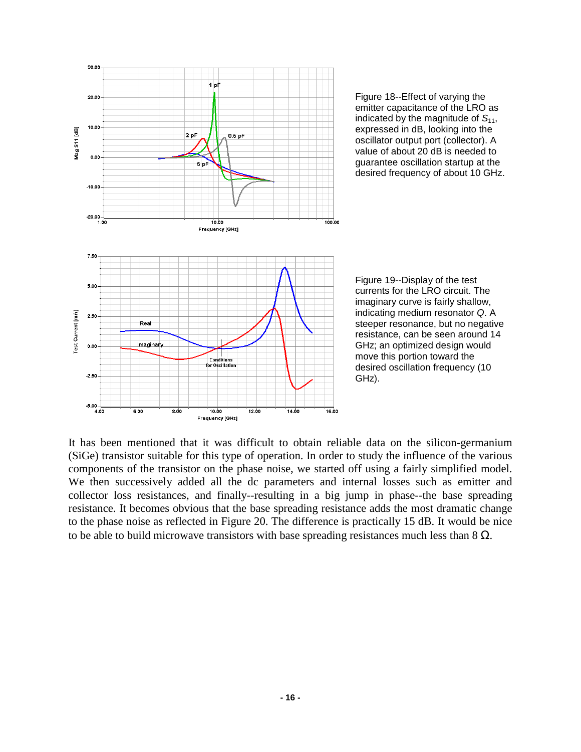Figure 18--Effect of varying the emitter capacitance of the LRO as indicated by the magnitude of $S_{11}$, expressed in dB, looking into the oscillator output port (collector). A value of about 20 dB is needed to guarantee oscillation startup at the desired frequency of about 10 GHz.

Figure 19--Display of the test currents for the LRO circuit. The imaginary curve is fairly shallow, indicating medium resonator *Q*. A steeper resonance, but no negative resistance, can be seen around 14 GHz; an optimized design would move this portion toward the desired oscillation frequency (10 GHz).

It has been mentioned that it was difficult to obtain reliable data on the silicon-germanium (SiGe) transistor suitable for this type of operation. In order to study the influence of the various components of the transistor on the phase noise, we started off using a fairly simplified model. We then successively added all the dc parameters and internal losses such as emitter and collector loss resistances, and finally--resulting in a big jump in phase--the base spreading resistance. It becomes obvious that the base spreading resistance adds the most dramatic change to the phase noise as reflected in Figure 20. The difference is practically 15 dB. It would be nice to be able to build microwave transistors with base spreading resistances much less than 8 $\Omega$.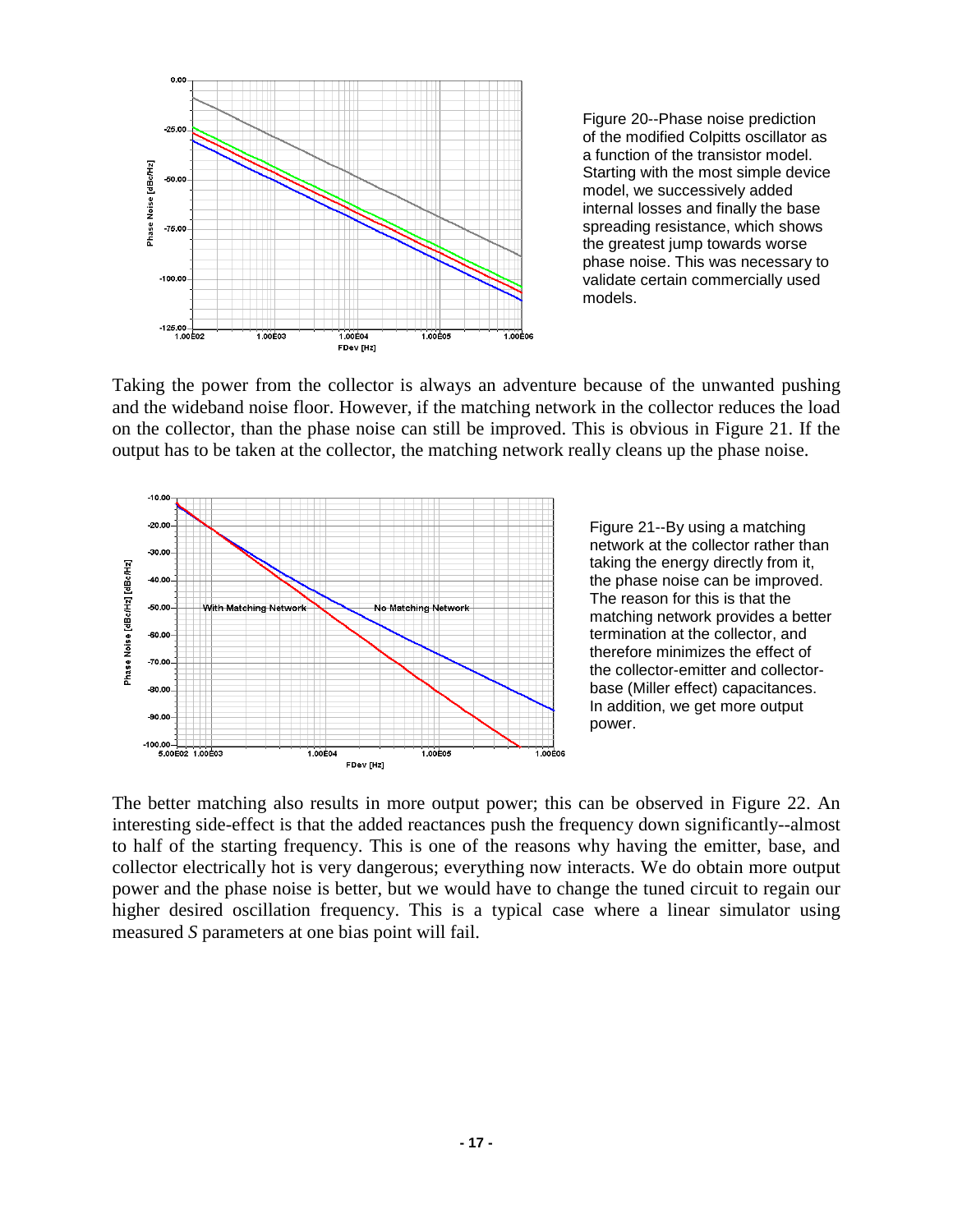Figure 20--Phase noise prediction of the modified Colpitts oscillator as a function of the transistor model. Starting with the most simple device model, we successively added internal losses and finally the base spreading resistance, which shows the greatest jump towards worse phase noise. This was necessary to validate certain commercially used models.

Taking the power from the collector is always an adventure because of the unwanted pushing and the wideband noise floor. However, if the matching network in the collector reduces the load on the collector, than the phase noise can still be improved. This is obvious in Figure 21. If the output has to be taken at the collector, the matching network really cleans up the phase noise.

Figure 21--By using a matching network at the collector rather than taking the energy directly from it, the phase noise can be improved. The reason for this is that the matching network provides a better termination at the collector, and therefore minimizes the effect of the collector-emitter and collector-base (Miller effect) capacitances. In addition, we get more output power.

The better matching also results in more output power; this can be observed in Figure 22. An interesting side-effect is that the added reactances push the frequency down significantly--almost to half of the starting frequency. This is one of the reasons why having the emitter, base, and collector electrically hot is very dangerous; everything now interacts. We do obtain more output power and the phase noise is better, but we would have to change the tuned circuit to regain our higher desired oscillation frequency. This is a typical case where a linear simulator using measured *S* parameters at one bias point will fail.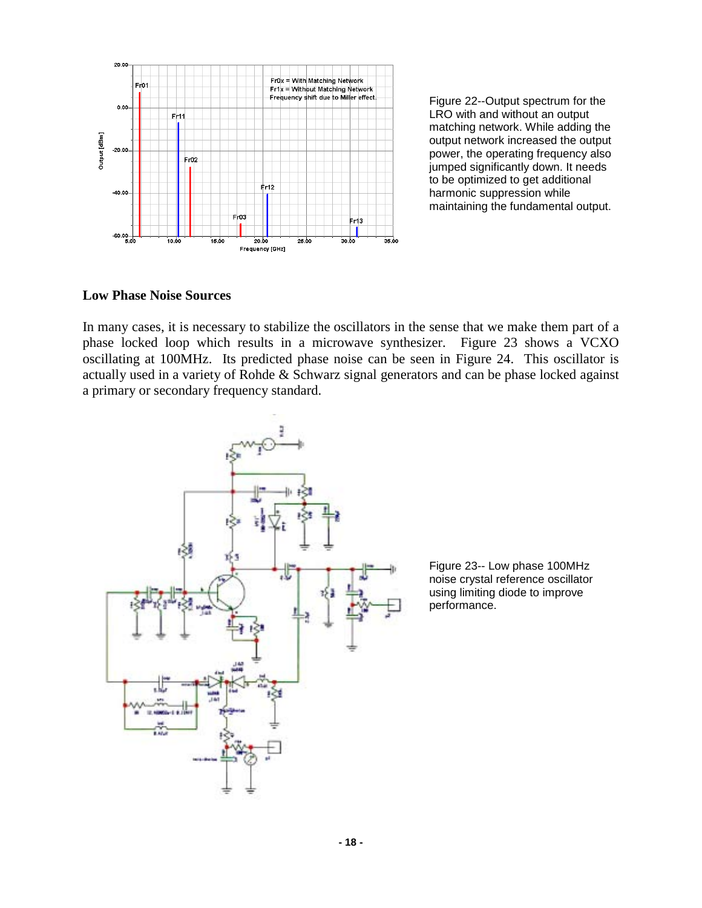Figure 22--Output spectrum for the LRO with and without an output matching network. While adding the output network increased the output power, the operating frequency also jumped significantly down. It needs to be optimized to get additional harmonic suppression while maintaining the fundamental output.

## Low Phase Noise Sources

In many cases, it is necessary to stabilize the oscillators in the sense that we make them part of a phase locked loop which results in a microwave synthesizer. Figure 23 shows a VCXO oscillating at 100MHz. Its predicted phase noise can be seen in Figure 24. This oscillator is actually used in a variety of Rohde & Schwarz signal generators and can be phase locked against a primary or secondary frequency standard.

Figure 23-- Low phase 100MHz noise crystal reference oscillator using limiting diode to improve performance.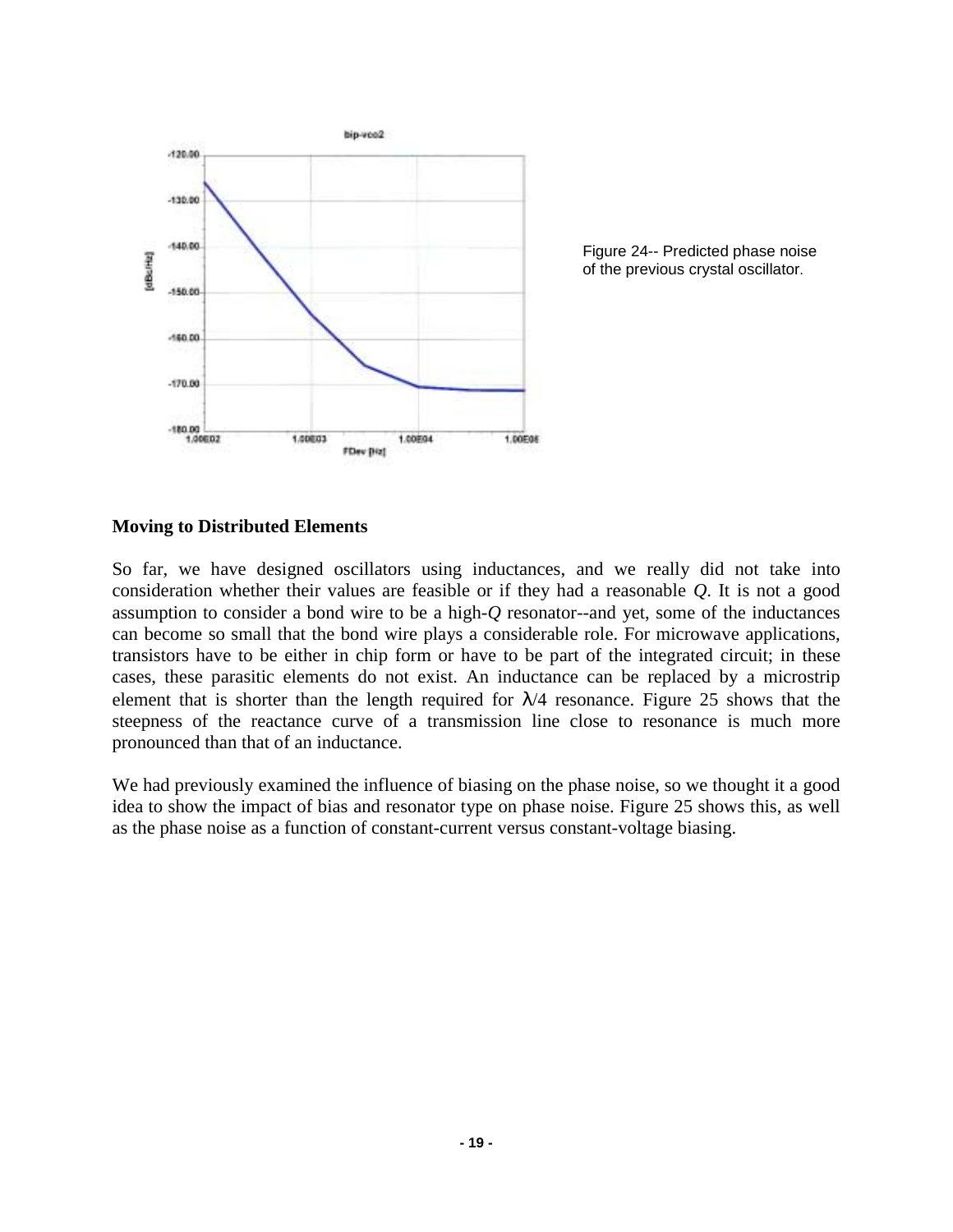Figure 24-- Predicted phase noise of the previous crystal oscillator.

**Moving to Distributed Elements**

So far, we have designed oscillators using inductances, and we really did not take into consideration whether their values are feasible or if they had a reasonable *Q*. It is not a good assumption to consider a bond wire to be a high-*Q* resonator--and yet, some of the inductances can become so small that the bond wire plays a considerable role. For microwave applications, transistors have to be either in chip form or have to be part of the integrated circuit; in these cases, these parasitic elements do not exist. An inductance can be replaced by a microstrip element that is shorter than the length required for $\lambda/4$ resonance. Figure 25 shows that the steepness of the reactance curve of a transmission line close to resonance is much more pronounced than that of an inductance.

We had previously examined the influence of biasing on the phase noise, so we thought it a good idea to show the impact of bias and resonator type on phase noise. Figure 25 shows this, as well as the phase noise as a function of constant-current versus constant-voltage biasing.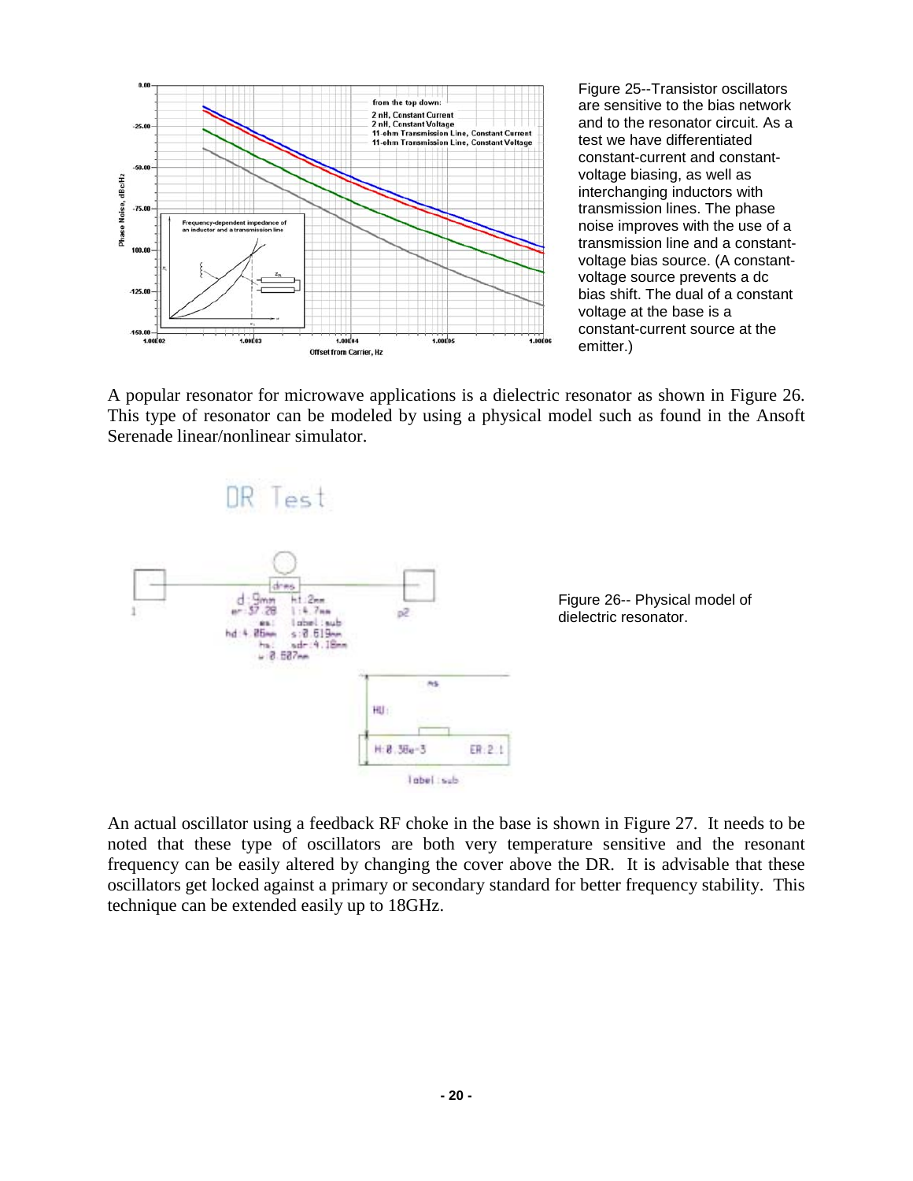Figure 25--Transistor oscillators are sensitive to the bias network and to the resonator circuit. As a test we have differentiated constant-current and constant-voltage biasing, as well as interchanging inductors with transmission lines. The phase noise improves with the use of a transmission line and a constant-voltage bias source. (A constant-voltage source prevents a dc bias shift. The dual of a constant voltage at the base is a constant-current source at the emitter.)

A popular resonator for microwave applications is a dielectric resonator as shown in Figure 26. This type of resonator can be modeled by using a physical model such as found in the Ansoft Serenade linear/nonlinear simulator.

Figure 26-- Physical model of dielectric resonator.

An actual oscillator using a feedback RF choke in the base is shown in Figure 27. It needs to be noted that these type of oscillators are both very temperature sensitive and the resonant frequency can be easily altered by changing the cover above the DR. It is advisable that these oscillators get locked against a primary or secondary standard for better frequency stability. This technique can be extended easily up to 18GHz.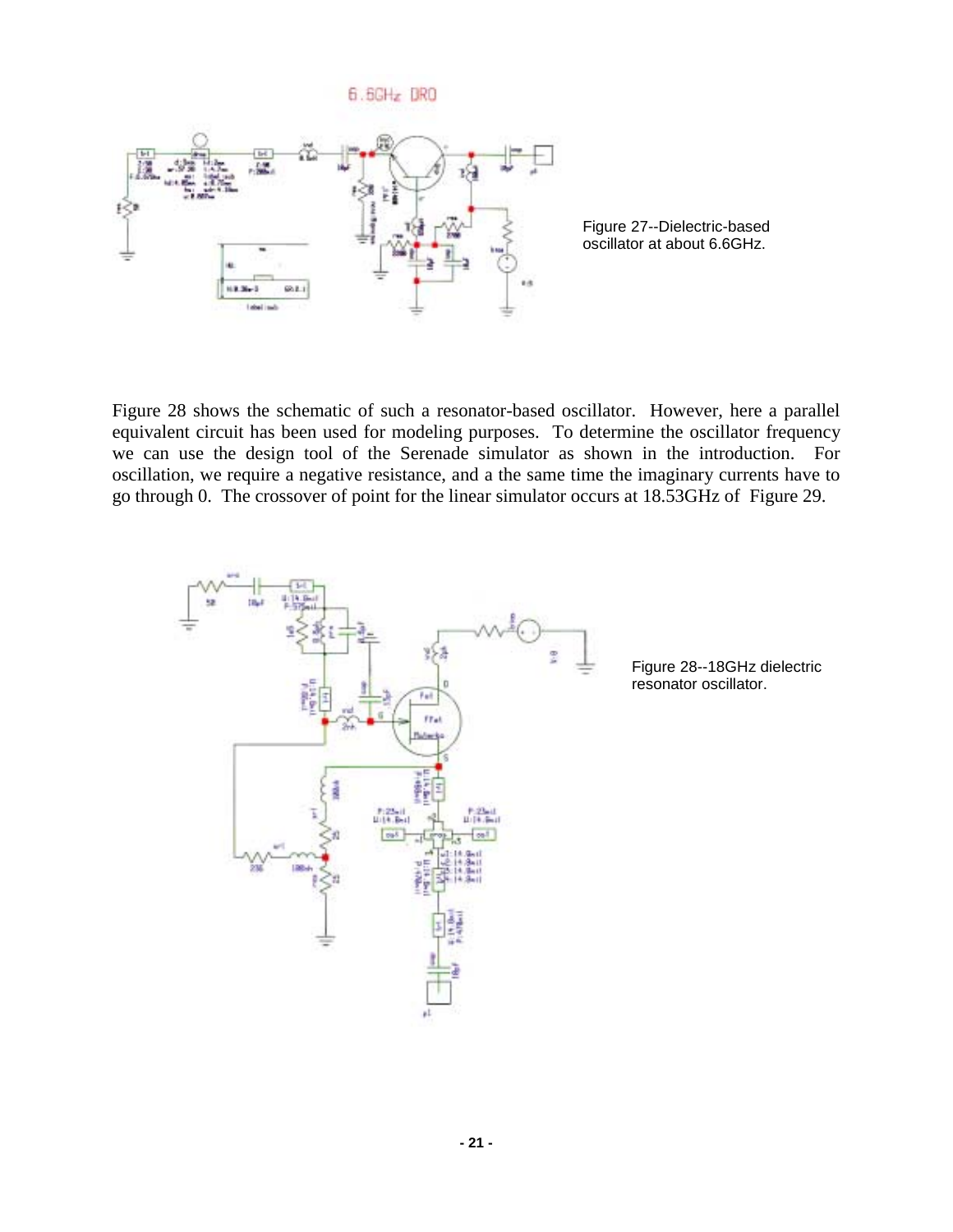Figure 27--Dielectric-based oscillator at about 6.6GHz.

Figure 28 shows the schematic of such a resonator-based oscillator. However, here a parallel equivalent circuit has been used for modeling purposes. To determine the oscillator frequency we can use the design tool of the Serenade simulator as shown in the introduction. For oscillation, we require a negative resistance, and a the same time the imaginary currents have to go through 0. The crossover of point for the linear simulator occurs at 18.53GHz of Figure 29.

Figure 28--18GHz dielectric resonator oscillator.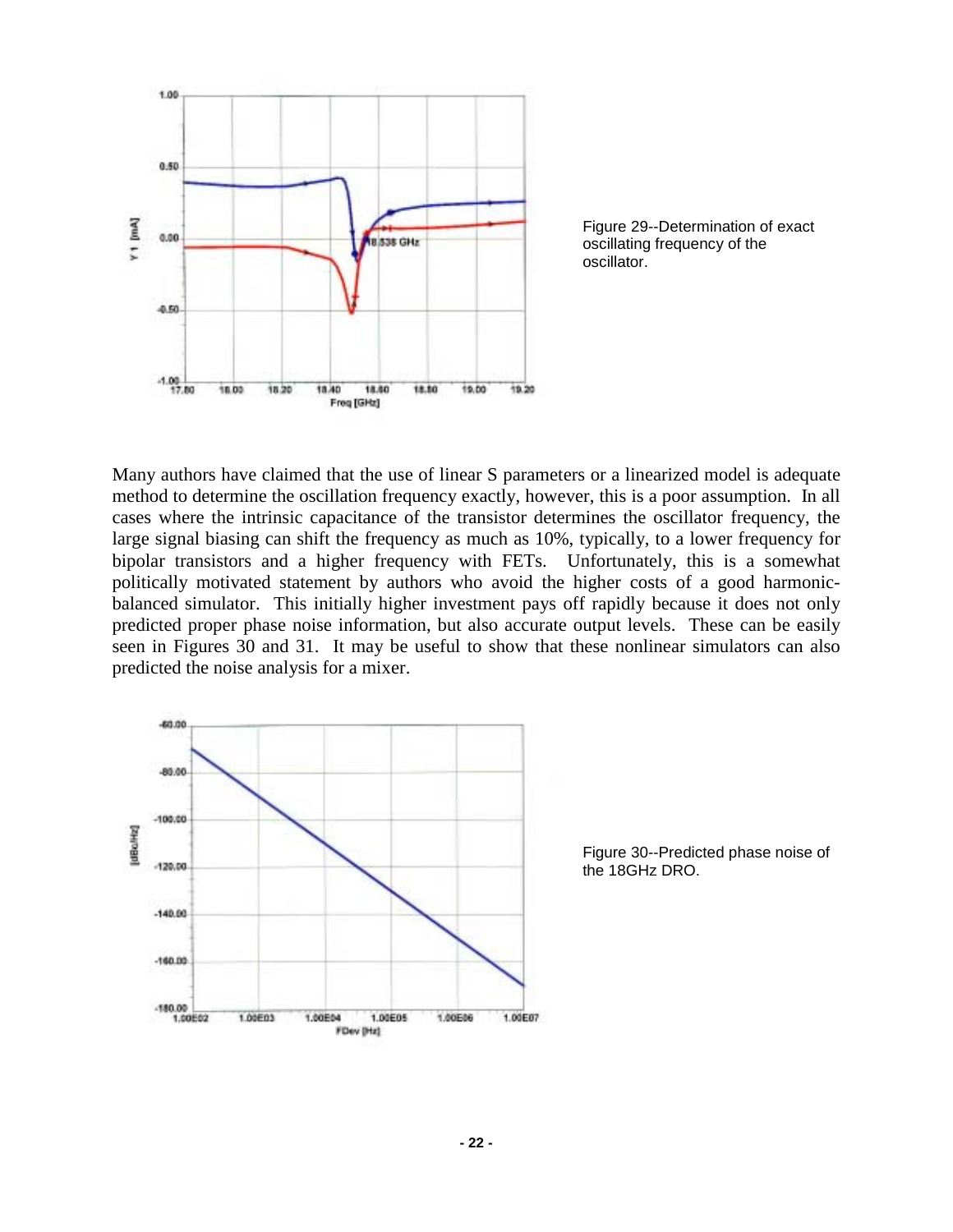Figure 29--Determination of exact oscillating frequency of the oscillator.

Many authors have claimed that the use of linear S parameters or a linearized model is adequate method to determine the oscillation frequency exactly, however, this is a poor assumption. In all cases where the intrinsic capacitance of the transistor determines the oscillator frequency, the large signal biasing can shift the frequency as much as 10%, typically, to a lower frequency for bipolar transistors and a higher frequency with FETs. Unfortunately, this is a somewhat politically motivated statement by authors who avoid the higher costs of a good harmonic-balanced simulator. This initially higher investment pays off rapidly because it does not only predicted proper phase noise information, but also accurate output levels. These can be easily seen in Figures 30 and 31. It may be useful to show that these nonlinear simulators can also predicted the noise analysis for a mixer.

Figure 30--Predicted phase noise of the 18GHz DRO.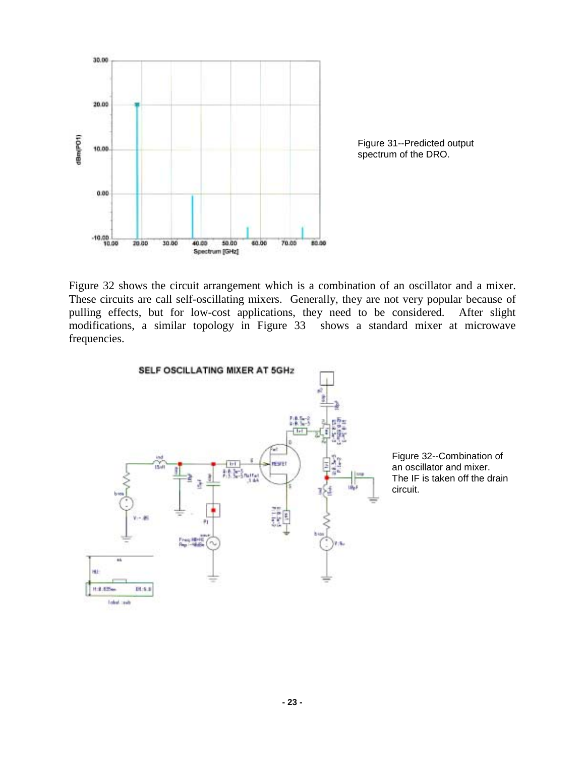Figure 31--Predicted output spectrum of the DRO.

Figure 32 shows the circuit arrangement which is a combination of an oscillator and a mixer. These circuits are call self-oscillating mixers. Generally, they are not very popular because of pulling effects, but for low-cost applications, they need to be considered. After slight modifications, a similar topology in Figure 33 shows a standard mixer at microwave frequencies.

Figure 32--Combination of an oscillator and mixer. The IF is taken off the drain circuit.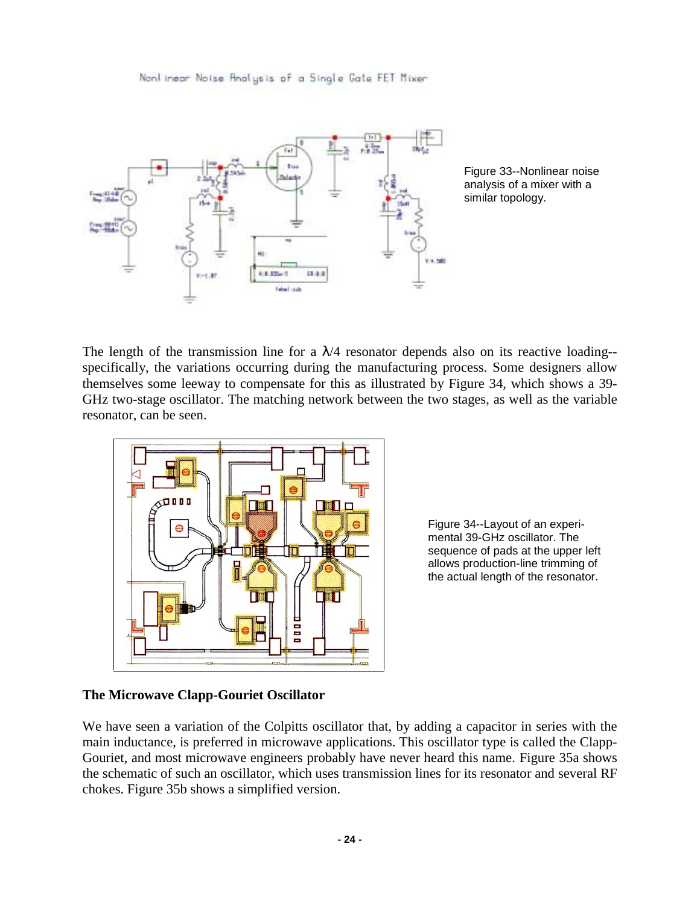Figure 33--Nonlinear noise analysis of a mixer with a similar topology.

The length of the transmission line for a λ/4 resonator depends also on its reactive loading--specifically, the variations occurring during the manufacturing process. Some designers allow themselves some leeway to compensate for this as illustrated by Figure 34, which shows a 39-GHz two-stage oscillator. The matching network between the two stages, as well as the variable resonator, can be seen.

Figure 34--Layout of an experimental 39-GHz oscillator. The sequence of pads at the upper left allows production-line trimming of the actual length of the resonator.

## The Microwave Clapp-Gouriet Oscillator

We have seen a variation of the Colpitts oscillator that, by adding a capacitor in series with the main inductance, is preferred in microwave applications. This oscillator type is called the Clapp-Gouriet, and most microwave engineers probably have never heard this name. Figure 35a shows the schematic of such an oscillator, which uses transmission lines for its resonator and several RF chokes. Figure 35b shows a simplified version.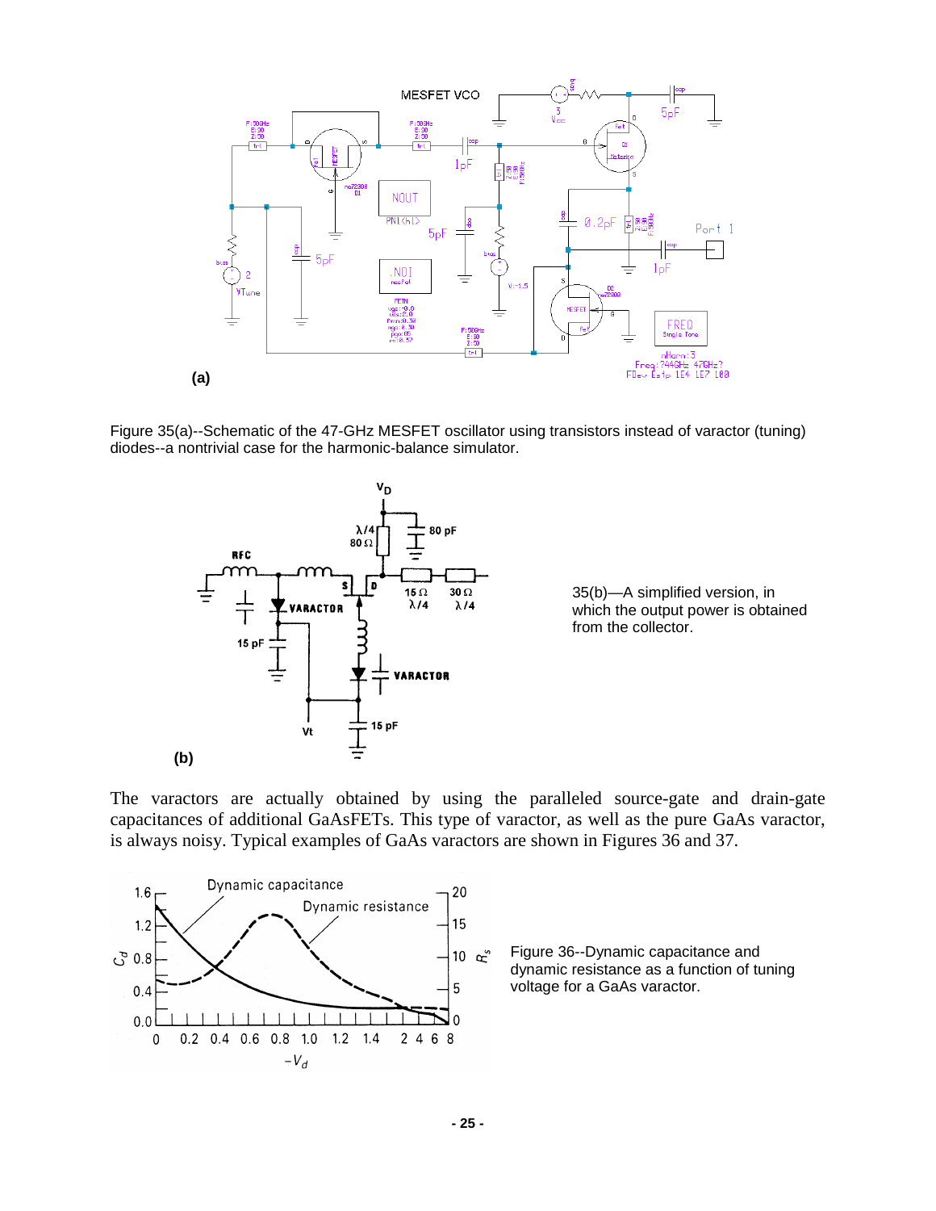Figure 35(a)--Schematic of the 47-GHz MESFET oscillator using transistors instead of varactor (tuning) diodes--a nontrivial case for the harmonic-balance simulator.

35(b)—A simplified version, in which the output power is obtained from the collector.

The varactors are actually obtained by using the paralleled source-gate and drain-gate capacitances of additional GaAsFETs. This type of varactor, as well as the pure GaAs varactor, is always noisy. Typical examples of GaAs varactors are shown in Figures 36 and 37.

Figure 36--Dynamic capacitance and dynamic resistance as a function of tuning voltage for a GaAs varactor.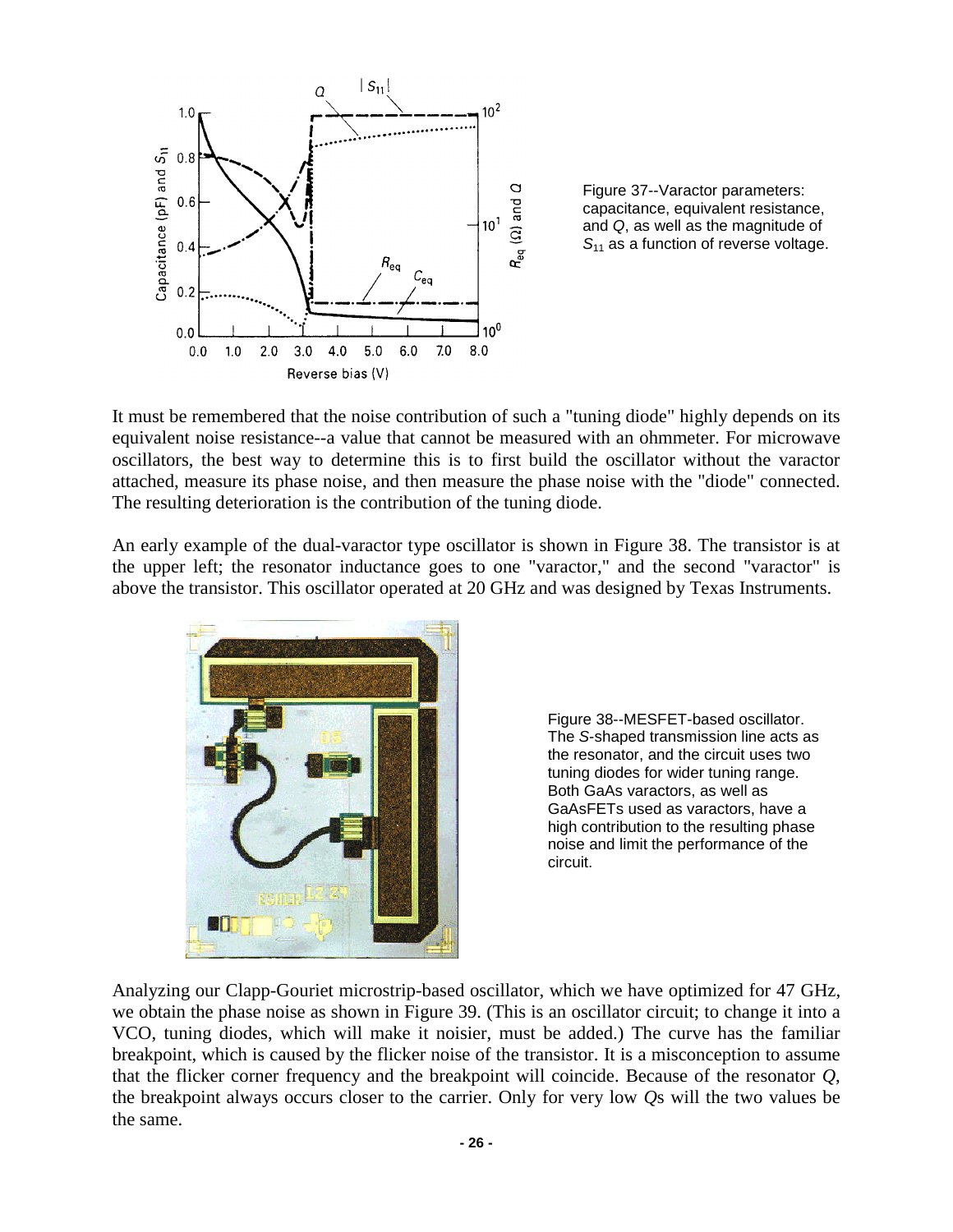Figure 37--Varactor parameters: capacitance, equivalent resistance, and $Q$, as well as the magnitude of $S_{11}$ as a function of reverse voltage.

It must be remembered that the noise contribution of such a "tuning diode" highly depends on its equivalent noise resistance--a value that cannot be measured with an ohmmeter. For microwave oscillators, the best way to determine this is to first build the oscillator without the varactor attached, measure its phase noise, and then measure the phase noise with the "diode" connected. The resulting deterioration is the contribution of the tuning diode.

An early example of the dual-varactor type oscillator is shown in Figure 38. The transistor is at the upper left; the resonator inductance goes to one "varactor," and the second "varactor" is above the transistor. This oscillator operated at 20 GHz and was designed by Texas Instruments.

Figure 38--MESFET-based oscillator. The *S*-shaped transmission line acts as the resonator, and the circuit uses two tuning diodes for wider tuning range. Both GaAs varactors, as well as GaAsFETs used as varactors, have a high contribution to the resulting phase noise and limit the performance of the circuit.

Analyzing our Clapp-Gouriet microstrip-based oscillator, which we have optimized for 47 GHz, we obtain the phase noise as shown in Figure 39. (This is an oscillator circuit; to change it into a VCO, tuning diodes, which will make it noisier, must be added.) The curve has the familiar breakpoint, which is caused by the flicker noise of the transistor. It is a misconception to assume that the flicker corner frequency and the breakpoint will coincide. Because of the resonator $Q$, the breakpoint always occurs closer to the carrier. Only for very low $Q$s will the two values be the same.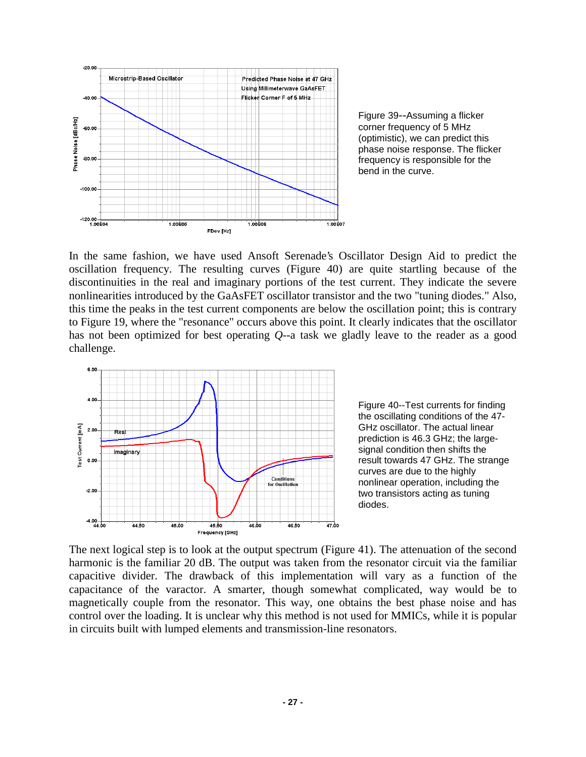Figure 39--Assuming a flicker corner frequency of 5 MHz (optimistic), we can predict this phase noise response. The flicker frequency is responsible for the bend in the curve.

In the same fashion, we have used Ansoft Serenade's Oscillator Design Aid to predict the oscillation frequency. The resulting curves (Figure 40) are quite startling because of the discontinuities in the real and imaginary portions of the test current. They indicate the severe nonlinearities introduced by the GaAsFET oscillator transistor and the two "tuning diodes." Also, this time the peaks in the test current components are below the oscillation point; this is contrary to Figure 19, where the "resonance" occurs above this point. It clearly indicates that the oscillator has not been optimized for best operating *Q*--a task we gladly leave to the reader as a good challenge.

Figure 40--Test currents for finding the oscillating conditions of the 47-GHz oscillator. The actual linear prediction is 46.3 GHz; the large-signal condition then shifts the result towards 47 GHz. The strange curves are due to the highly nonlinear operation, including the two transistors acting as tuning diodes.

The next logical step is to look at the output spectrum (Figure 41). The attenuation of the second harmonic is the familiar 20 dB. The output was taken from the resonator circuit via the familiar capacitive divider. The drawback of this implementation will vary as a function of the capacitance of the varactor. A smarter, though somewhat complicated, way would be to magnetically couple from the resonator. This way, one obtains the best phase noise and has control over the loading. It is unclear why this method is not used for MMICs, while it is popular in circuits built with lumped elements and transmission-line resonators.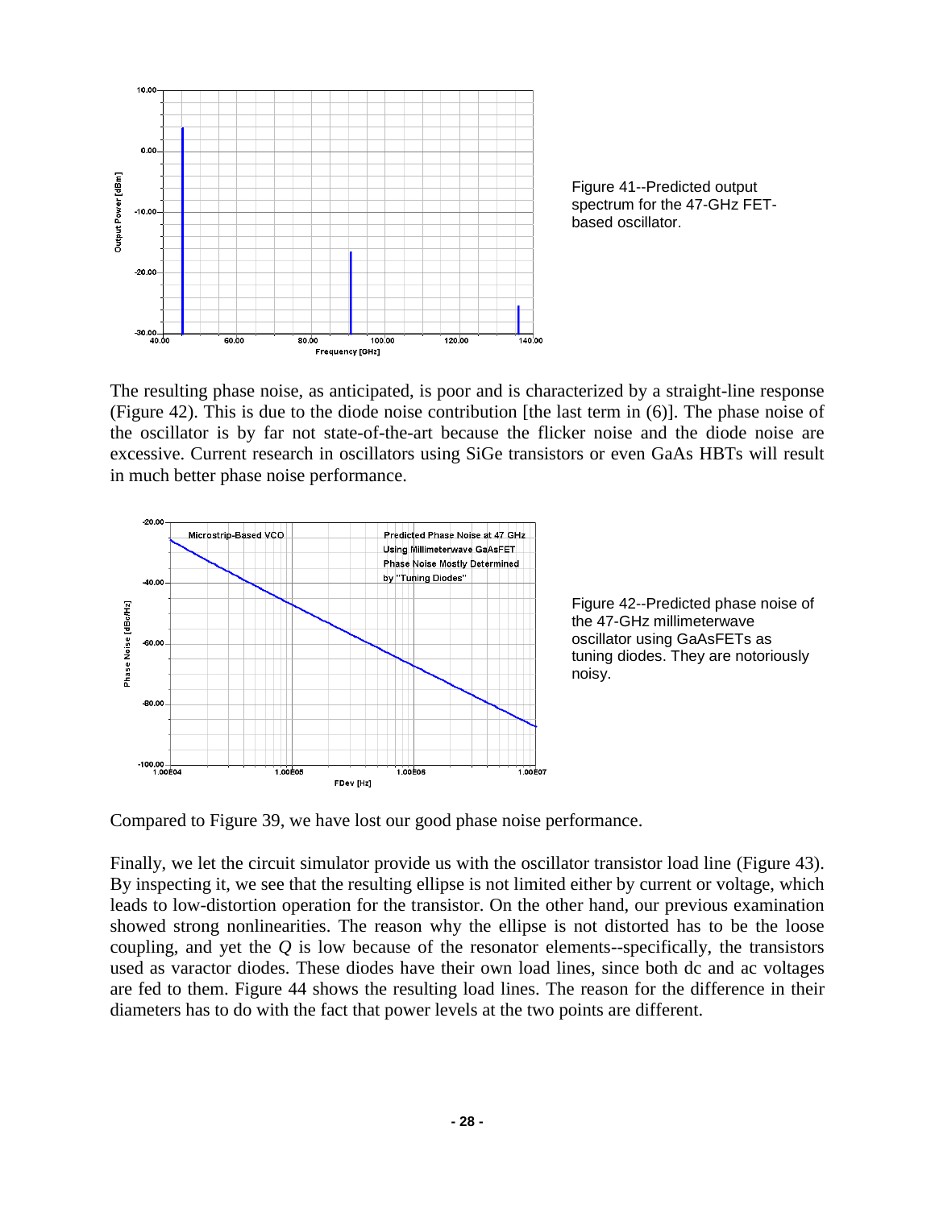Figure 41--Predicted output spectrum for the 47-GHz FET-based oscillator.

The resulting phase noise, as anticipated, is poor and is characterized by a straight-line response (Figure 42). This is due to the diode noise contribution [the last term in (6)]. The phase noise of the oscillator is by far not state-of-the-art because the flicker noise and the diode noise are excessive. Current research in oscillators using SiGe transistors or even GaAs HBTs will result in much better phase noise performance.

Figure 42--Predicted phase noise of the 47-GHz millimeterwave oscillator using GaAsFETs as tuning diodes. They are notoriously noisy.

Compared to Figure 39, we have lost our good phase noise performance.

Finally, we let the circuit simulator provide us with the oscillator transistor load line (Figure 43). By inspecting it, we see that the resulting ellipse is not limited either by current or voltage, which leads to low-distortion operation for the transistor. On the other hand, our previous examination showed strong nonlinearities. The reason why the ellipse is not distorted has to be the loose coupling, and yet the $Q$ is low because of the resonator elements--specifically, the transistors used as varactor diodes. These diodes have their own load lines, since both dc and ac voltages are fed to them. Figure 44 shows the resulting load lines. The reason for the difference in their diameters has to do with the fact that power levels at the two points are different.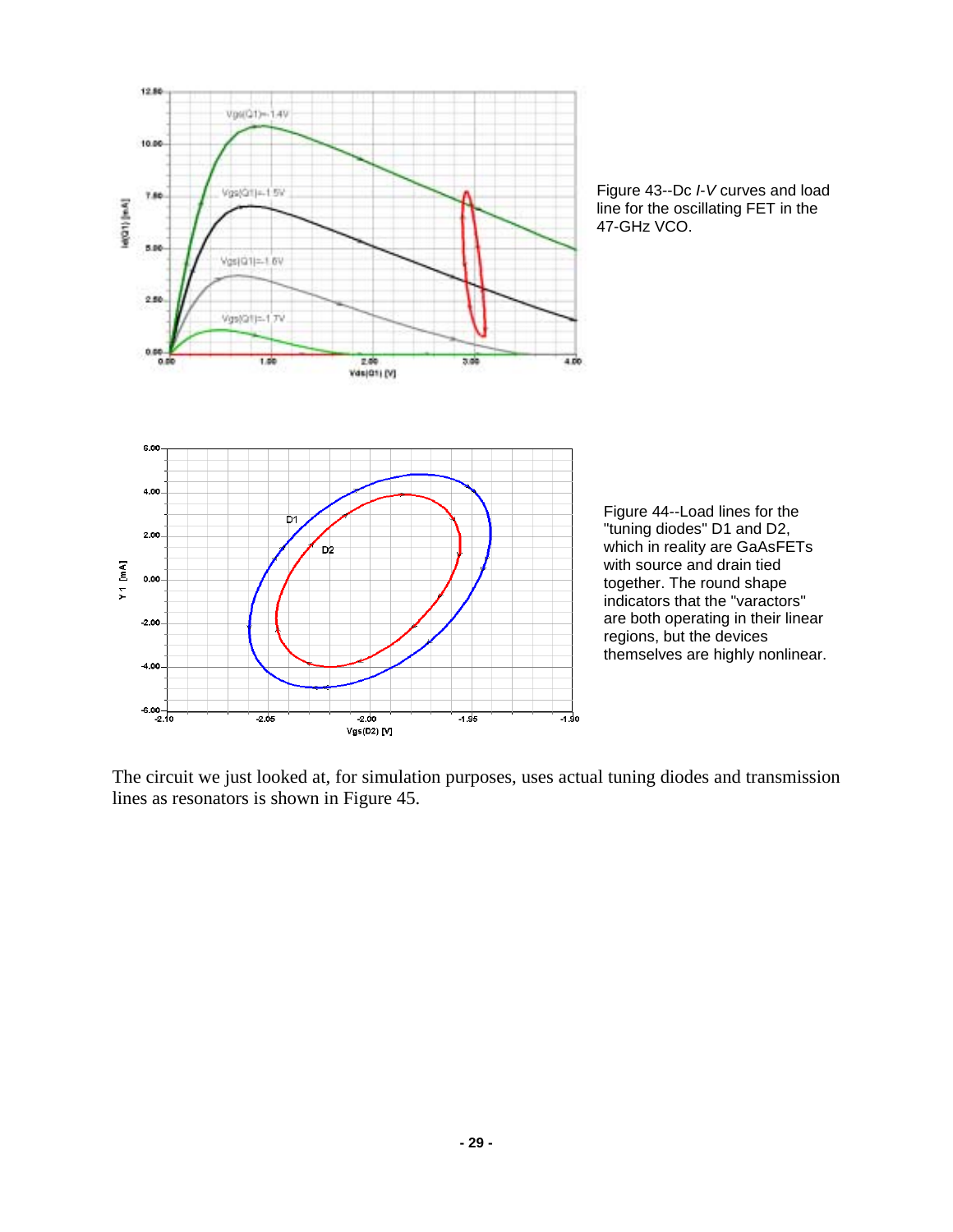Figure 43--Dc *I-V* curves and load line for the oscillating FET in the 47-GHz VCO.

Figure 44--Load lines for the "tuning diodes" D1 and D2, which in reality are GaAsFETs with source and drain tied together. The round shape indicators that the "varactors" are both operating in their linear regions, but the devices themselves are highly nonlinear.

The circuit we just looked at, for simulation purposes, uses actual tuning diodes and transmission lines as resonators is shown in Figure 45.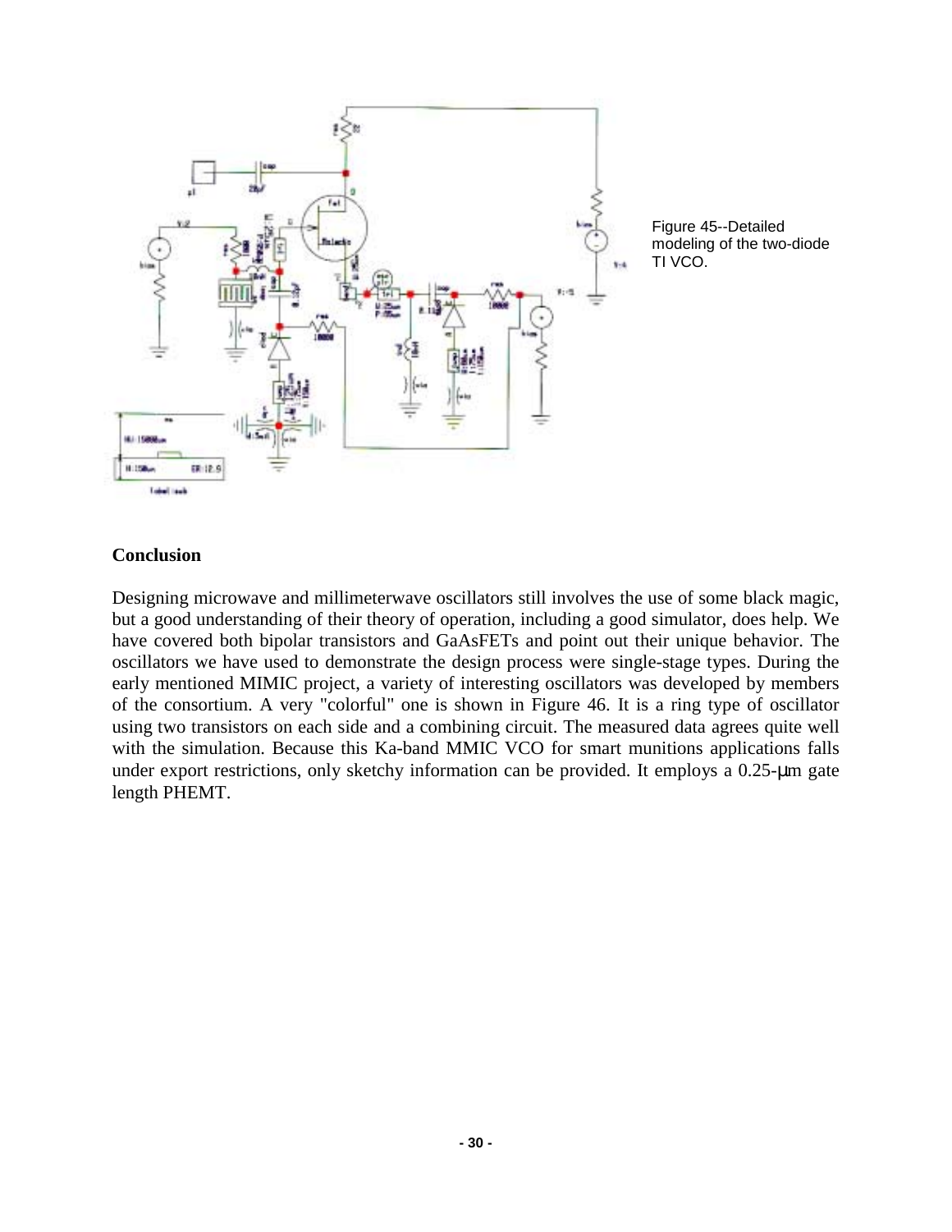Figure 45--Detailed modeling of the two-diode TI VCO.

## Conclusion

Designing microwave and millimeterwave oscillators still involves the use of some black magic, but a good understanding of their theory of operation, including a good simulator, does help. We have covered both bipolar transistors and GaAsFETs and point out their unique behavior. The oscillators we have used to demonstrate the design process were single-stage types. During the early mentioned MIMIC project, a variety of interesting oscillators was developed by members of the consortium. A very "colorful" one is shown in Figure 46. It is a ring type of oscillator using two transistors on each side and a combining circuit. The measured data agrees quite well with the simulation. Because this Ka-band MMIC VCO for smart munitions applications falls under export restrictions, only sketchy information can be provided. It employs a 0.25-μm gate length PHEMT.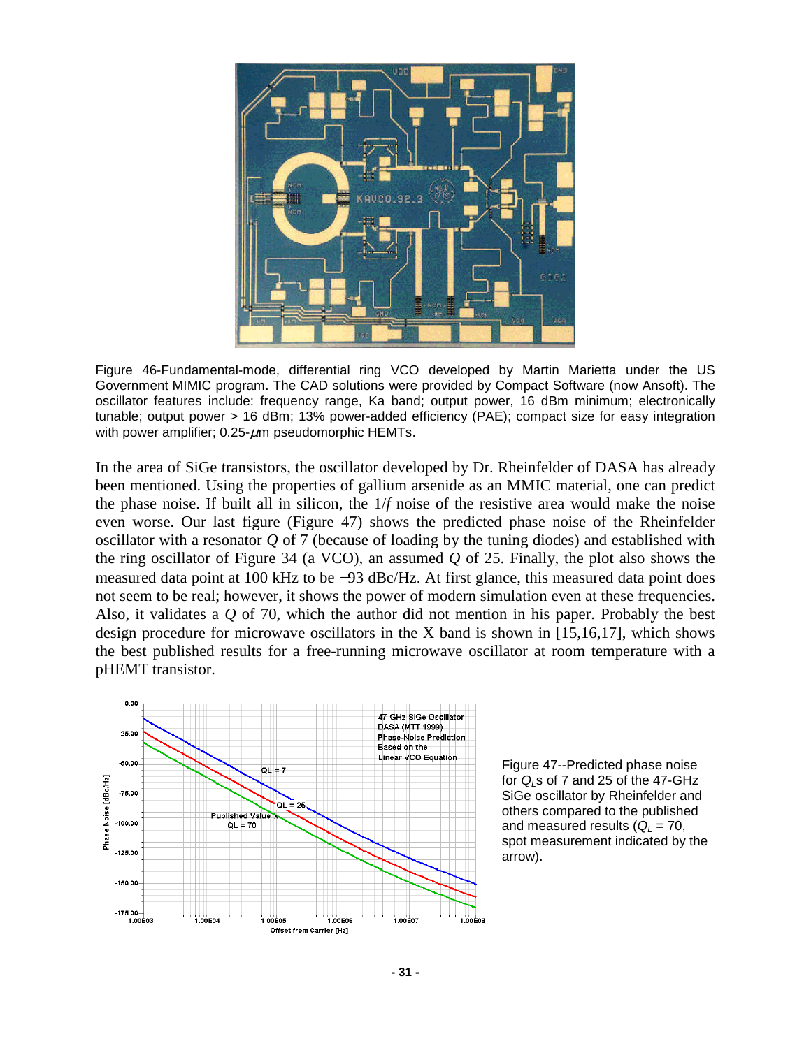Figure 46-Fundamental-mode, differential ring VCO developed by Martin Marietta under the US Government MIMIC program. The CAD solutions were provided by Compact Software (now Ansoft). The oscillator features include: frequency range, Ka band; output power, 16 dBm minimum; electronically tunable; output power > 16 dBm; 13% power-added efficiency (PAE); compact size for easy integration with power amplifier; 0.25-$\mu$m pseudomorphic HEMTs.

In the area of SiGe transistors, the oscillator developed by Dr. Rheinfelder of DASA has already been mentioned. Using the properties of gallium arsenide as an MMIC material, one can predict the phase noise. If built all in silicon, the $1/f$ noise of the resistive area would make the noise even worse. Our last figure (Figure 47) shows the predicted phase noise of the Rheinfelder oscillator with a resonator $Q$ of 7 (because of loading by the tuning diodes) and established with the ring oscillator of Figure 34 (a VCO), an assumed $Q$ of 25. Finally, the plot also shows the measured data point at 100 kHz to be −93 dBc/Hz. At first glance, this measured data point does not seem to be real; however, it shows the power of modern simulation even at these frequencies. Also, it validates a $Q$ of 70, which the author did not mention in his paper. Probably the best design procedure for microwave oscillators in the X band is shown in [15,16,17], which shows the best published results for a free-running microwave oscillator at room temperature with a pHEMT transistor.

Figure 47--Predicted phase noise for $Q_L$s of 7 and 25 of the 47-GHz SiGe oscillator by Rheinfelder and others compared to the published and measured results ($Q_L$ = 70, spot measurement indicated by the arrow).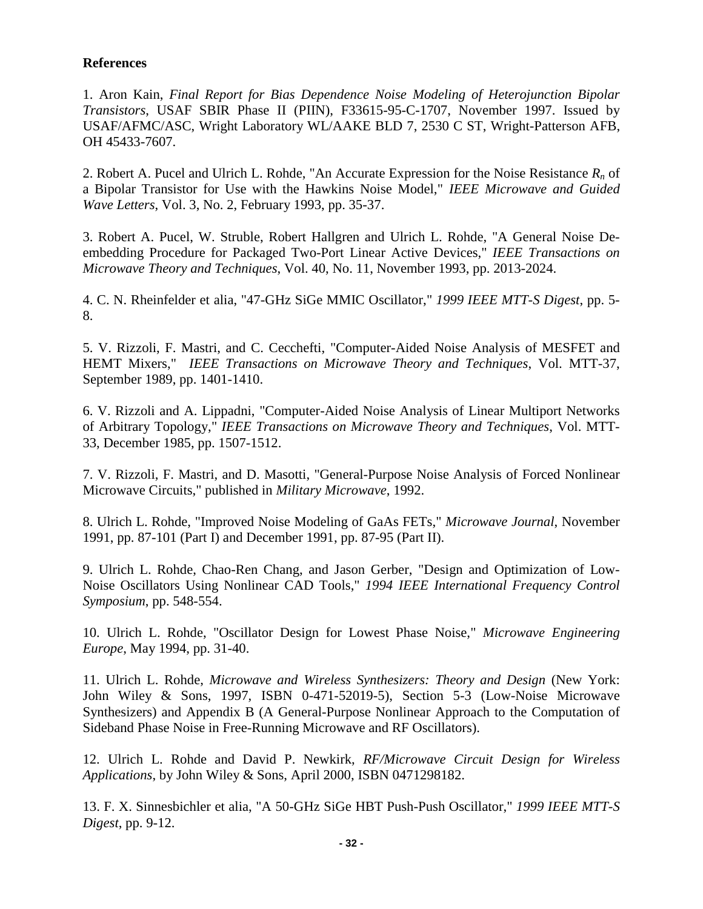**References**

1. Aron Kain, *Final Report for Bias Dependence Noise Modeling of Heterojunction Bipolar Transistors*, USAF SBIR Phase II (PIIN), F33615-95-C-1707, November 1997. Issued by USAF/AFMC/ASC, Wright Laboratory WL/AAKE BLD 7, 2530 C ST, Wright-Patterson AFB, OH 45433-7607.

2. Robert A. Pucel and Ulrich L. Rohde, "An Accurate Expression for the Noise Resistance $R_n$ of a Bipolar Transistor for Use with the Hawkins Noise Model," *IEEE Microwave and Guided Wave Letters*, Vol. 3, No. 2, February 1993, pp. 35-37.

3. Robert A. Pucel, W. Struble, Robert Hallgren and Ulrich L. Rohde, "A General Noise De-embedding Procedure for Packaged Two-Port Linear Active Devices," *IEEE Transactions on Microwave Theory and Techniques*, Vol. 40, No. 11, November 1993, pp. 2013-2024.

4. C. N. Rheinfelder et alia, "47-GHz SiGe MMIC Oscillator," *1999 IEEE MTT-S Digest*, pp. 5-8.

5. V. Rizzoli, F. Mastri, and C. Cecchefti, "Computer-Aided Noise Analysis of MESFET and HEMT Mixers," *IEEE Transactions on Microwave Theory and Techniques*, Vol. MTT-37, September 1989, pp. 1401-1410.

6. V. Rizzoli and A. Lippadni, "Computer-Aided Noise Analysis of Linear Multiport Networks of Arbitrary Topology," *IEEE Transactions on Microwave Theory and Techniques*, Vol. MTT-33, December 1985, pp. 1507-1512.

7. V. Rizzoli, F. Mastri, and D. Masotti, "General-Purpose Noise Analysis of Forced Nonlinear Microwave Circuits," published in *Military Microwave*, 1992.

8. Ulrich L. Rohde, "Improved Noise Modeling of GaAs FETs," *Microwave Journal*, November 1991, pp. 87-101 (Part I) and December 1991, pp. 87-95 (Part II).

9. Ulrich L. Rohde, Chao-Ren Chang, and Jason Gerber, "Design and Optimization of Low-Noise Oscillators Using Nonlinear CAD Tools," *1994 IEEE International Frequency Control Symposium*, pp. 548-554.

10. Ulrich L. Rohde, "Oscillator Design for Lowest Phase Noise," *Microwave Engineering Europe*, May 1994, pp. 31-40.

11. Ulrich L. Rohde, *Microwave and Wireless Synthesizers: Theory and Design* (New York: John Wiley & Sons, 1997, ISBN 0-471-52019-5), Section 5-3 (Low-Noise Microwave Synthesizers) and Appendix B (A General-Purpose Nonlinear Approach to the Computation of Sideband Phase Noise in Free-Running Microwave and RF Oscillators).

12. Ulrich L. Rohde and David P. Newkirk, *RF/Microwave Circuit Design for Wireless Applications*, by John Wiley & Sons, April 2000, ISBN 0471298182.

13. F. X. Sinnesbichler et alia, "A 50-GHz SiGe HBT Push-Push Oscillator," *1999 IEEE MTT-S Digest*, pp. 9-12.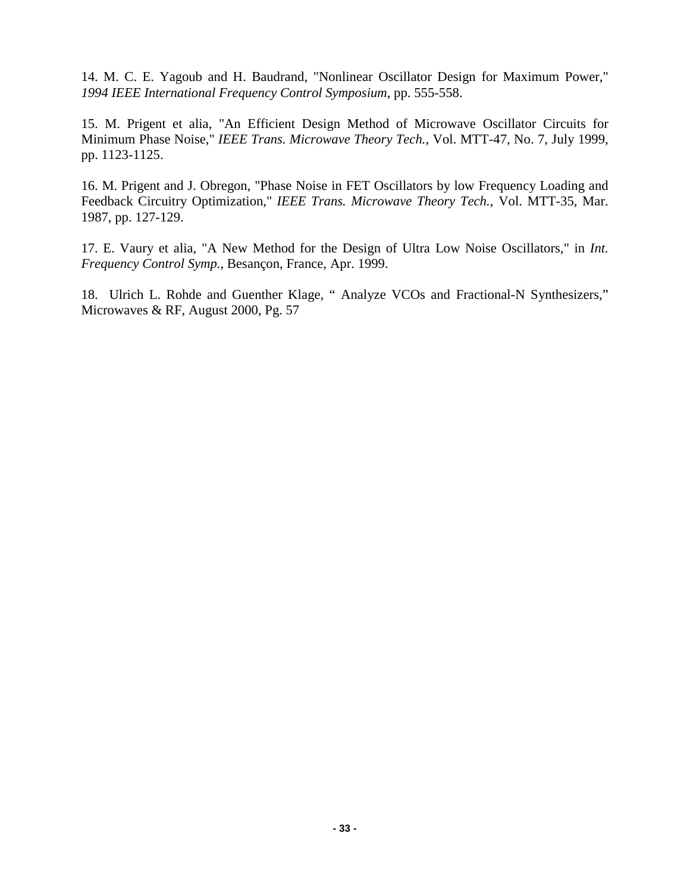14. M. C. E. Yagoub and H. Baudrand, "Nonlinear Oscillator Design for Maximum Power," *1994 IEEE International Frequency Control Symposium*, pp. 555-558.

15. M. Prigent et alia, "An Efficient Design Method of Microwave Oscillator Circuits for Minimum Phase Noise," *IEEE Trans. Microwave Theory Tech.*, Vol. MTT-47, No. 7, July 1999, pp. 1123-1125.

16. M. Prigent and J. Obregon, "Phase Noise in FET Oscillators by low Frequency Loading and Feedback Circuitry Optimization," *IEEE Trans. Microwave Theory Tech.*, Vol. MTT-35, Mar. 1987, pp. 127-129.

17. E. Vaury et alia, "A New Method for the Design of Ultra Low Noise Oscillators," in *Int. Frequency Control Symp.*, Besançon, France, Apr. 1999.

18. Ulrich L. Rohde and Guenther Klage, " Analyze VCOs and Fractional-N Synthesizers," Microwaves & RF, August 2000, Pg. 57